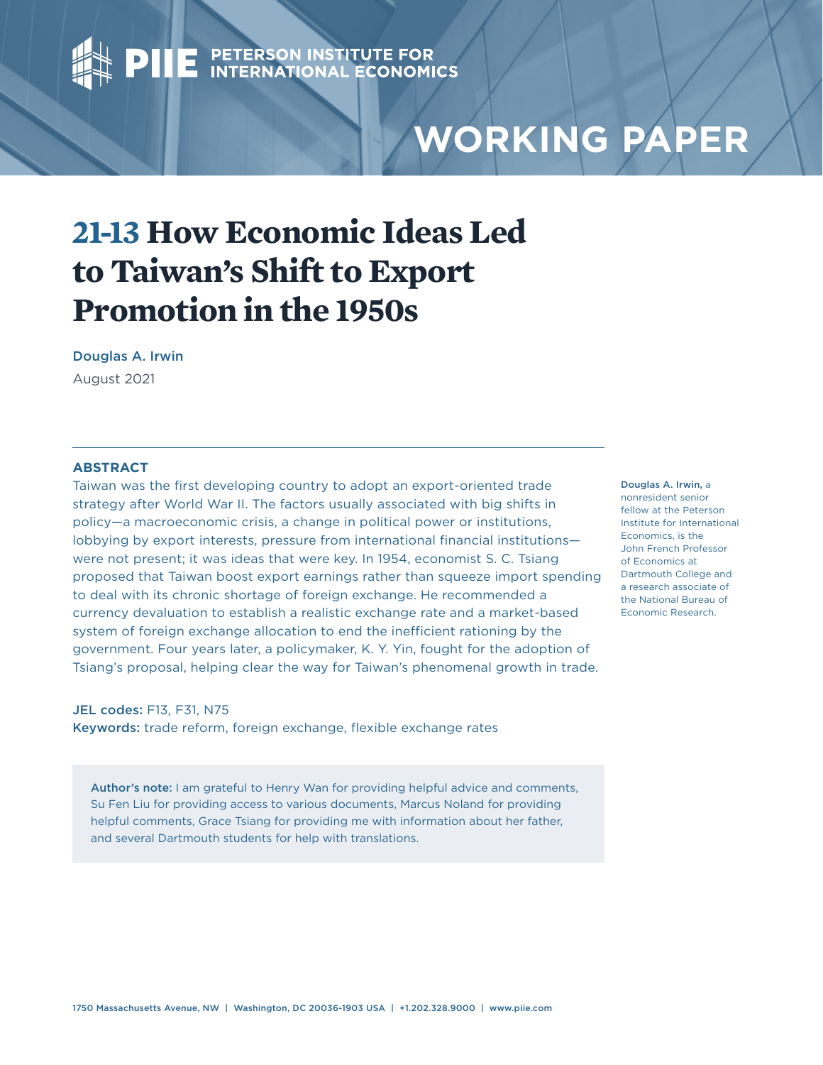PETERSON INSTITUTE FOR INTERNATIONAL ECONOMICS

WORKING PAPER

# 21-13 How Economic Ideas Led to Taiwan's Shift to Export Promotion in the 1950s

Douglas A. Irwin

August 2021

## ABSTRACT

Taiwan was the first developing country to adopt an export-oriented trade strategy after World War II. The factors usually associated with big shifts in policy—a macroeconomic crisis, a change in political power or institutions, lobbying by export interests, pressure from international financial institutions—were not present; it was ideas that were key. In 1954, economist S. C. Tsiang proposed that Taiwan boost export earnings rather than squeeze import spending to deal with its chronic shortage of foreign exchange. He recommended a currency devaluation to establish a realistic exchange rate and a market-based system of foreign exchange allocation to end the inefficient rationing by the government. Four years later, a policymaker, K. Y. Yin, fought for the adoption of Tsiang's proposal, helping clear the way for Taiwan's phenomenal growth in trade.

**JEL codes:** F13, F31, N75

**Keywords:** trade reform, foreign exchange, flexible exchange rates

**Douglas A. Irwin**, a nonresident senior fellow at the Peterson Institute for International Economics, is the John French Professor of Economics at Dartmouth College and a research associate of the National Bureau of Economic Research.

**Author's note:** I am grateful to Henry Wan for providing helpful advice and comments, Su Fen Liu for providing access to various documents, Marcus Noland for providing helpful comments, Grace Tsiang for providing me with information about her father, and several Dartmouth students for help with translations.

1750 Massachusetts Avenue, NW | Washington, DC 20036-1903 USA | +1.202.328.9000 | www.piie.com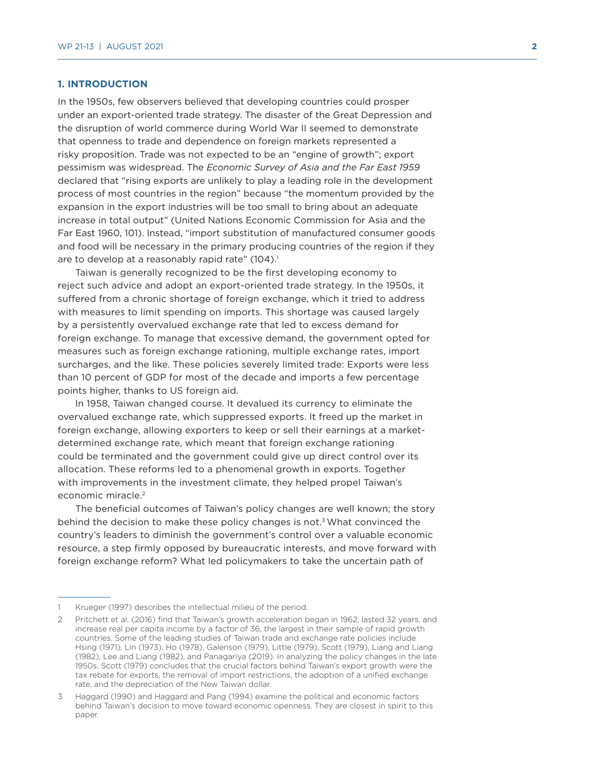## 1. INTRODUCTION

In the 1950s, few observers believed that developing countries could prosper under an export-oriented trade strategy. The disaster of the Great Depression and the disruption of world commerce during World War II seemed to demonstrate that openness to trade and dependence on foreign markets represented a risky proposition. Trade was not expected to be an "engine of growth"; export pessimism was widespread. The *Economic Survey of Asia and the Far East 1959* declared that "rising exports are unlikely to play a leading role in the development process of most countries in the region" because "the momentum provided by the expansion in the export industries will be too small to bring about an adequate increase in total output" (United Nations Economic Commission for Asia and the Far East 1960, 101). Instead, "import substitution of manufactured consumer goods and food will be necessary in the primary producing countries of the region if they are to develop at a reasonably rapid rate" (104).[1]

Taiwan is generally recognized to be the first developing economy to reject such advice and adopt an export-oriented trade strategy. In the 1950s, it suffered from a chronic shortage of foreign exchange, which it tried to address with measures to limit spending on imports. This shortage was caused largely by a persistently overvalued exchange rate that led to excess demand for foreign exchange. To manage that excessive demand, the government opted for measures such as foreign exchange rationing, multiple exchange rates, import surcharges, and the like. These policies severely limited trade: Exports were less than 10 percent of GDP for most of the decade and imports a few percentage points higher, thanks to US foreign aid.

In 1958, Taiwan changed course. It devalued its currency to eliminate the overvalued exchange rate, which suppressed exports. It freed up the market in foreign exchange, allowing exporters to keep or sell their earnings at a market-determined exchange rate, which meant that foreign exchange rationing could be terminated and the government could give up direct control over its allocation. These reforms led to a phenomenal growth in exports. Together with improvements in the investment climate, they helped propel Taiwan's economic miracle.[2]

The beneficial outcomes of Taiwan's policy changes are well known; the story behind the decision to make these policy changes is not.[3] What convinced the country's leaders to diminish the government's control over a valuable economic resource, a step firmly opposed by bureaucratic interests, and move forward with foreign exchange reform? What led policymakers to take the uncertain path of

---

1 Krueger (1997) describes the intellectual milieu of the period.

2 Pritchett et al. (2016) find that Taiwan's growth acceleration began in 1962, lasted 32 years, and increase real per capita income by a factor of 36, the largest in their sample of rapid growth countries. Some of the leading studies of Taiwan trade and exchange rate policies include Hsing (1971), Lin (1973), Ho (1978), Galenson (1979), Little (1979), Scott (1979), Liang and Liang (1982), Lee and Liang (1982), and Panagariya (2019). In analyzing the policy changes in the late 1950s, Scott (1979) concludes that the crucial factors behind Taiwan's export growth were the tax rebate for exports, the removal of import restrictions, the adoption of a unified exchange rate, and the depreciation of the New Taiwan dollar.

3 Haggard (1990) and Haggard and Pang (1994) examine the political and economic factors behind Taiwan's decision to move toward economic openness. They are closest in spirit to this paper.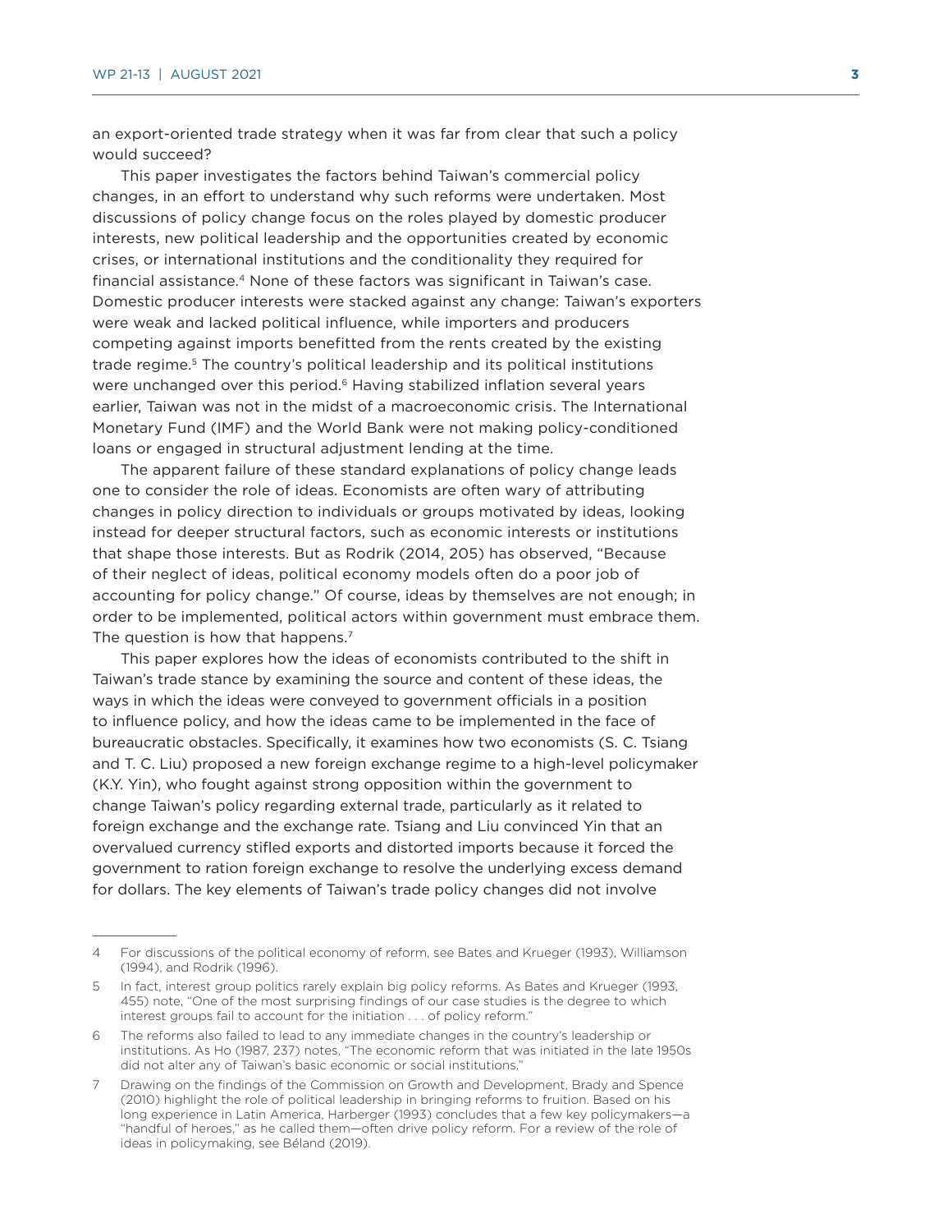an export-oriented trade strategy when it was far from clear that such a policy would succeed?

This paper investigates the factors behind Taiwan's commercial policy changes, in an effort to understand why such reforms were undertaken. Most discussions of policy change focus on the roles played by domestic producer interests, new political leadership and the opportunities created by economic crises, or international institutions and the conditionality they required for financial assistance.[4] None of these factors was significant in Taiwan's case. Domestic producer interests were stacked against any change: Taiwan's exporters were weak and lacked political influence, while importers and producers competing against imports benefitted from the rents created by the existing trade regime.[5] The country's political leadership and its political institutions were unchanged over this period.[6] Having stabilized inflation several years earlier, Taiwan was not in the midst of a macroeconomic crisis. The International Monetary Fund (IMF) and the World Bank were not making policy-conditioned loans or engaged in structural adjustment lending at the time.

The apparent failure of these standard explanations of policy change leads one to consider the role of ideas. Economists are often wary of attributing changes in policy direction to individuals or groups motivated by ideas, looking instead for deeper structural factors, such as economic interests or institutions that shape those interests. But as Rodrik (2014, 205) has observed, "Because of their neglect of ideas, political economy models often do a poor job of accounting for policy change." Of course, ideas by themselves are not enough; in order to be implemented, political actors within government must embrace them. The question is how that happens.[7]

This paper explores how the ideas of economists contributed to the shift in Taiwan's trade stance by examining the source and content of these ideas, the ways in which the ideas were conveyed to government officials in a position to influence policy, and how the ideas came to be implemented in the face of bureaucratic obstacles. Specifically, it examines how two economists (S. C. Tsiang and T. C. Liu) proposed a new foreign exchange regime to a high-level policymaker (K.Y. Yin), who fought against strong opposition within the government to change Taiwan's policy regarding external trade, particularly as it related to foreign exchange and the exchange rate. Tsiang and Liu convinced Yin that an overvalued currency stifled exports and distorted imports because it forced the government to ration foreign exchange to resolve the underlying excess demand for dollars. The key elements of Taiwan's trade policy changes did not involve

---

4 For discussions of the political economy of reform, see Bates and Krueger (1993), Williamson (1994), and Rodrik (1996).

5 In fact, interest group politics rarely explain big policy reforms. As Bates and Krueger (1993, 455) note, "One of the most surprising findings of our case studies is the degree to which interest groups fail to account for the initiation . . . of policy reform."

6 The reforms also failed to lead to any immediate changes in the country's leadership or institutions. As Ho (1987, 237) notes, "The economic reform that was initiated in the late 1950s did not alter any of Taiwan's basic economic or social institutions."

7 Drawing on the findings of the Commission on Growth and Development, Brady and Spence (2010) highlight the role of political leadership in bringing reforms to fruition. Based on his long experience in Latin America, Harberger (1993) concludes that a few key policymakers—a "handful of heroes," as he called them—often drive policy reform. For a review of the role of ideas in policymaking, see Béland (2019).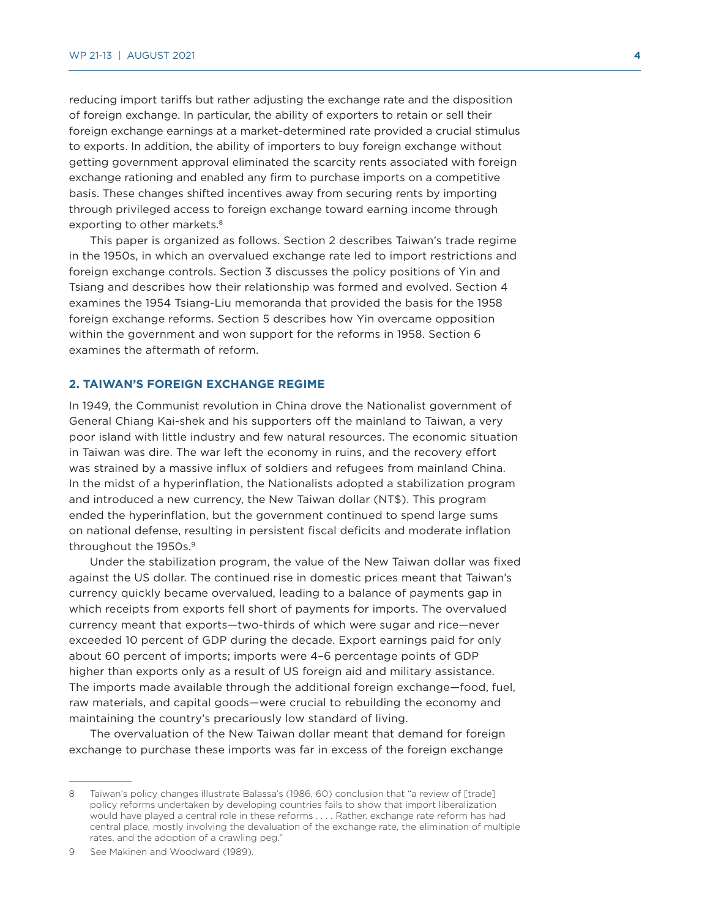reducing import tariffs but rather adjusting the exchange rate and the disposition of foreign exchange. In particular, the ability of exporters to retain or sell their foreign exchange earnings at a market-determined rate provided a crucial stimulus to exports. In addition, the ability of importers to buy foreign exchange without getting government approval eliminated the scarcity rents associated with foreign exchange rationing and enabled any firm to purchase imports on a competitive basis. These changes shifted incentives away from securing rents by importing through privileged access to foreign exchange toward earning income through exporting to other markets.[8]

This paper is organized as follows. Section 2 describes Taiwan's trade regime in the 1950s, in which an overvalued exchange rate led to import restrictions and foreign exchange controls. Section 3 discusses the policy positions of Yin and Tsiang and describes how their relationship was formed and evolved. Section 4 examines the 1954 Tsiang-Liu memoranda that provided the basis for the 1958 foreign exchange reforms. Section 5 describes how Yin overcame opposition within the government and won support for the reforms in 1958. Section 6 examines the aftermath of reform.

## 2. TAIWAN'S FOREIGN EXCHANGE REGIME

In 1949, the Communist revolution in China drove the Nationalist government of General Chiang Kai-shek and his supporters off the mainland to Taiwan, a very poor island with little industry and few natural resources. The economic situation in Taiwan was dire. The war left the economy in ruins, and the recovery effort was strained by a massive influx of soldiers and refugees from mainland China. In the midst of a hyperinflation, the Nationalists adopted a stabilization program and introduced a new currency, the New Taiwan dollar (NT$). This program ended the hyperinflation, but the government continued to spend large sums on national defense, resulting in persistent fiscal deficits and moderate inflation throughout the 1950s.[9]

Under the stabilization program, the value of the New Taiwan dollar was fixed against the US dollar. The continued rise in domestic prices meant that Taiwan's currency quickly became overvalued, leading to a balance of payments gap in which receipts from exports fell short of payments for imports. The overvalued currency meant that exports—two-thirds of which were sugar and rice—never exceeded 10 percent of GDP during the decade. Export earnings paid for only about 60 percent of imports; imports were 4–6 percentage points of GDP higher than exports only as a result of US foreign aid and military assistance. The imports made available through the additional foreign exchange—food, fuel, raw materials, and capital goods—were crucial to rebuilding the economy and maintaining the country's precariously low standard of living.

The overvaluation of the New Taiwan dollar meant that demand for foreign exchange to purchase these imports was far in excess of the foreign exchange

---

8 Taiwan's policy changes illustrate Balassa's (1986, 60) conclusion that "a review of [trade] policy reforms undertaken by developing countries fails to show that import liberalization would have played a central role in these reforms . . . . Rather, exchange rate reform has had central place, mostly involving the devaluation of the exchange rate, the elimination of multiple rates, and the adoption of a crawling peg."

9 See Makinen and Woodward (1989).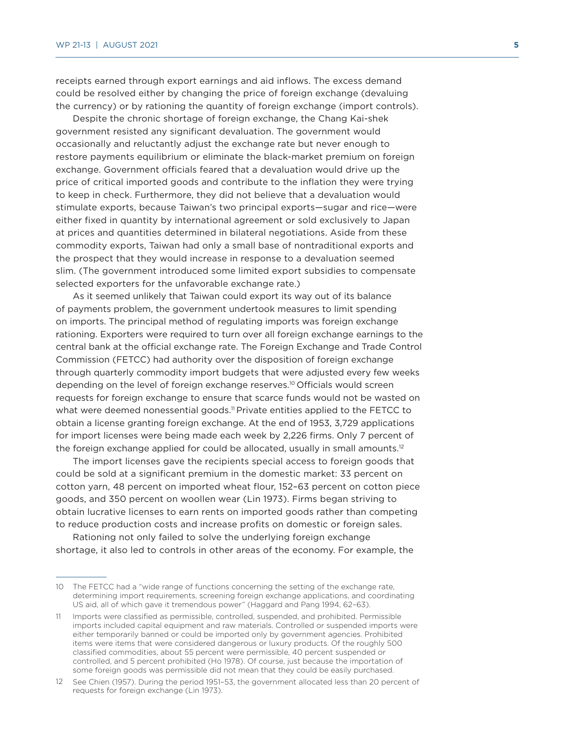receipts earned through export earnings and aid inflows. The excess demand could be resolved either by changing the price of foreign exchange (devaluing the currency) or by rationing the quantity of foreign exchange (import controls).

Despite the chronic shortage of foreign exchange, the Chang Kai-shek government resisted any significant devaluation. The government would occasionally and reluctantly adjust the exchange rate but never enough to restore payments equilibrium or eliminate the black-market premium on foreign exchange. Government officials feared that a devaluation would drive up the price of critical imported goods and contribute to the inflation they were trying to keep in check. Furthermore, they did not believe that a devaluation would stimulate exports, because Taiwan's two principal exports—sugar and rice—were either fixed in quantity by international agreement or sold exclusively to Japan at prices and quantities determined in bilateral negotiations. Aside from these commodity exports, Taiwan had only a small base of nontraditional exports and the prospect that they would increase in response to a devaluation seemed slim. (The government introduced some limited export subsidies to compensate selected exporters for the unfavorable exchange rate.)

As it seemed unlikely that Taiwan could export its way out of its balance of payments problem, the government undertook measures to limit spending on imports. The principal method of regulating imports was foreign exchange rationing. Exporters were required to turn over all foreign exchange earnings to the central bank at the official exchange rate. The Foreign Exchange and Trade Control Commission (FETCC) had authority over the disposition of foreign exchange through quarterly commodity import budgets that were adjusted every few weeks depending on the level of foreign exchange reserves.[10] Officials would screen requests for foreign exchange to ensure that scarce funds would not be wasted on what were deemed nonessential goods.[11] Private entities applied to the FETCC to obtain a license granting foreign exchange. At the end of 1953, 3,729 applications for import licenses were being made each week by 2,226 firms. Only 7 percent of the foreign exchange applied for could be allocated, usually in small amounts.[12]

The import licenses gave the recipients special access to foreign goods that could be sold at a significant premium in the domestic market: 33 percent on cotton yarn, 48 percent on imported wheat flour, 152–63 percent on cotton piece goods, and 350 percent on woollen wear (Lin 1973). Firms began striving to obtain lucrative licenses to earn rents on imported goods rather than competing to reduce production costs and increase profits on domestic or foreign sales.

Rationing not only failed to solve the underlying foreign exchange shortage, it also led to controls in other areas of the economy. For example, the

---

10 The FETCC had a "wide range of functions concerning the setting of the exchange rate, determining import requirements, screening foreign exchange applications, and coordinating US aid, all of which gave it tremendous power" (Haggard and Pang 1994, 62–63).

11 Imports were classified as permissible, controlled, suspended, and prohibited. Permissible imports included capital equipment and raw materials. Controlled or suspended imports were either temporarily banned or could be imported only by government agencies. Prohibited items were items that were considered dangerous or luxury products. Of the roughly 500 classified commodities, about 55 percent were permissible, 40 percent suspended or controlled, and 5 percent prohibited (Ho 1978). Of course, just because the importation of some foreign goods was permissible did not mean that they could be easily purchased.

12 See Chien (1957). During the period 1951–53, the government allocated less than 20 percent of requests for foreign exchange (Lin 1973).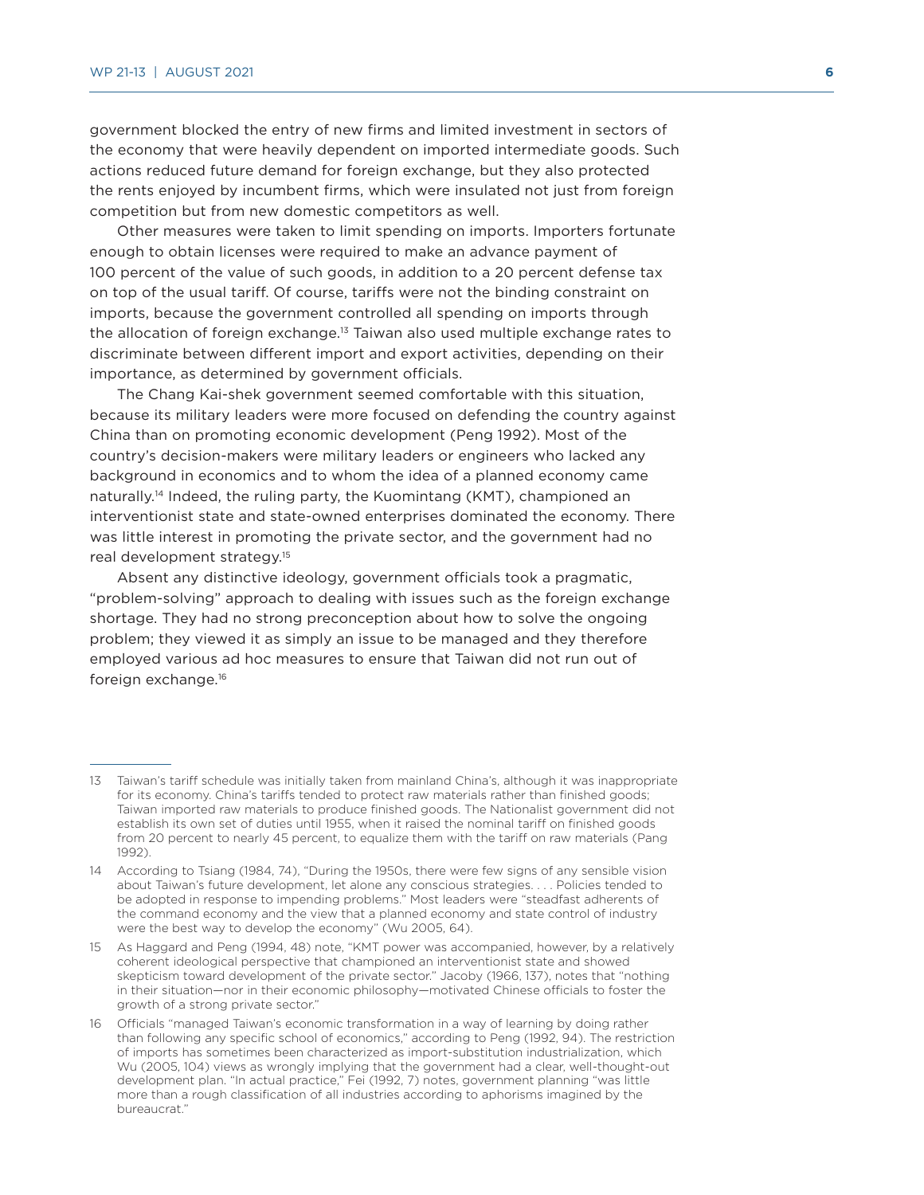government blocked the entry of new firms and limited investment in sectors of the economy that were heavily dependent on imported intermediate goods. Such actions reduced future demand for foreign exchange, but they also protected the rents enjoyed by incumbent firms, which were insulated not just from foreign competition but from new domestic competitors as well.

Other measures were taken to limit spending on imports. Importers fortunate enough to obtain licenses were required to make an advance payment of 100 percent of the value of such goods, in addition to a 20 percent defense tax on top of the usual tariff. Of course, tariffs were not the binding constraint on imports, because the government controlled all spending on imports through the allocation of foreign exchange.[13] Taiwan also used multiple exchange rates to discriminate between different import and export activities, depending on their importance, as determined by government officials.

The Chang Kai-shek government seemed comfortable with this situation, because its military leaders were more focused on defending the country against China than on promoting economic development (Peng 1992). Most of the country's decision-makers were military leaders or engineers who lacked any background in economics and to whom the idea of a planned economy came naturally.[14] Indeed, the ruling party, the Kuomintang (KMT), championed an interventionist state and state-owned enterprises dominated the economy. There was little interest in promoting the private sector, and the government had no real development strategy.[15]

Absent any distinctive ideology, government officials took a pragmatic, "problem-solving" approach to dealing with issues such as the foreign exchange shortage. They had no strong preconception about how to solve the ongoing problem; they viewed it as simply an issue to be managed and they therefore employed various ad hoc measures to ensure that Taiwan did not run out of foreign exchange.[16]

---

13 Taiwan's tariff schedule was initially taken from mainland China's, although it was inappropriate for its economy. China's tariffs tended to protect raw materials rather than finished goods; Taiwan imported raw materials to produce finished goods. The Nationalist government did not establish its own set of duties until 1955, when it raised the nominal tariff on finished goods from 20 percent to nearly 45 percent, to equalize them with the tariff on raw materials (Pang 1992).

14 According to Tsiang (1984, 74), "During the 1950s, there were few signs of any sensible vision about Taiwan's future development, let alone any conscious strategies. . . . Policies tended to be adopted in response to impending problems." Most leaders were "steadfast adherents of the command economy and the view that a planned economy and state control of industry were the best way to develop the economy" (Wu 2005, 64).

15 As Haggard and Peng (1994, 48) note, "KMT power was accompanied, however, by a relatively coherent ideological perspective that championed an interventionist state and showed skepticism toward development of the private sector." Jacoby (1966, 137), notes that "nothing in their situation—nor in their economic philosophy—motivated Chinese officials to foster the growth of a strong private sector."

16 Officials "managed Taiwan's economic transformation in a way of learning by doing rather than following any specific school of economics," according to Peng (1992, 94). The restriction of imports has sometimes been characterized as import-substitution industrialization, which Wu (2005, 104) views as wrongly implying that the government had a clear, well-thought-out development plan. "In actual practice," Fei (1992, 7) notes, government planning "was little more than a rough classification of all industries according to aphorisms imagined by the bureaucrat."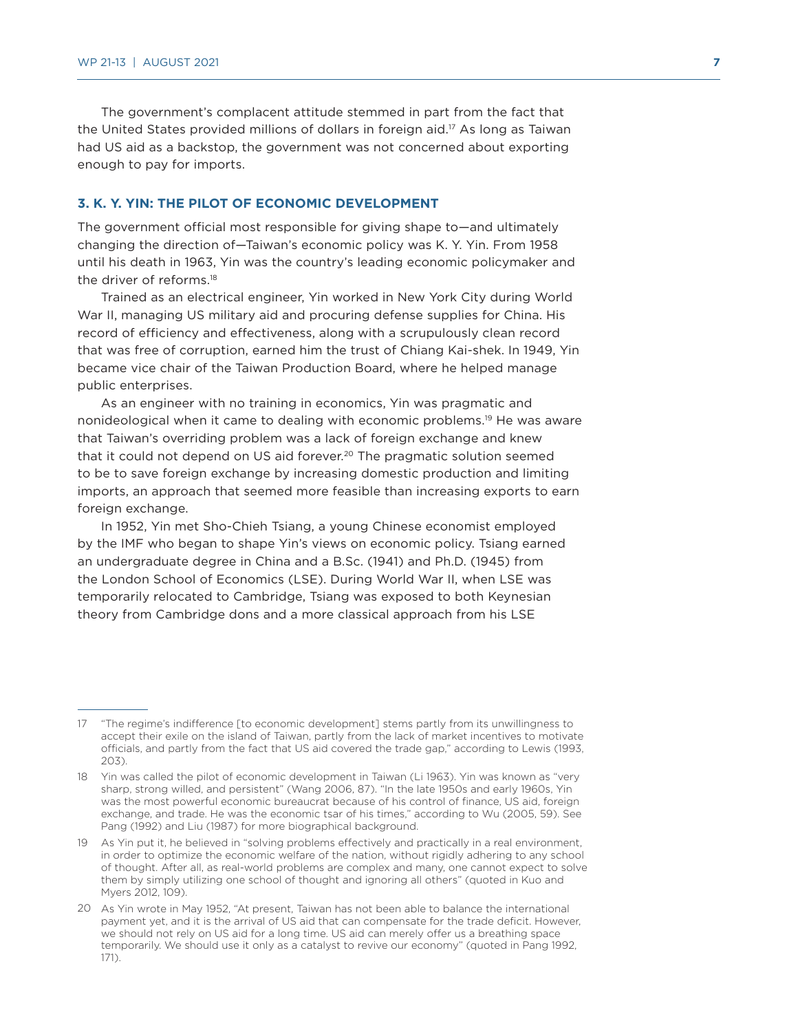The government's complacent attitude stemmed in part from the fact that the United States provided millions of dollars in foreign aid.[17] As long as Taiwan had US aid as a backstop, the government was not concerned about exporting enough to pay for imports.

## 3. K. Y. YIN: THE PILOT OF ECONOMIC DEVELOPMENT

The government official most responsible for giving shape to—and ultimately changing the direction of—Taiwan's economic policy was K. Y. Yin. From 1958 until his death in 1963, Yin was the country's leading economic policymaker and the driver of reforms.[18]

Trained as an electrical engineer, Yin worked in New York City during World War II, managing US military aid and procuring defense supplies for China. His record of efficiency and effectiveness, along with a scrupulously clean record that was free of corruption, earned him the trust of Chiang Kai-shek. In 1949, Yin became vice chair of the Taiwan Production Board, where he helped manage public enterprises.

As an engineer with no training in economics, Yin was pragmatic and nonideological when it came to dealing with economic problems.[19] He was aware that Taiwan's overriding problem was a lack of foreign exchange and knew that it could not depend on US aid forever.[20] The pragmatic solution seemed to be to save foreign exchange by increasing domestic production and limiting imports, an approach that seemed more feasible than increasing exports to earn foreign exchange.

In 1952, Yin met Sho-Chieh Tsiang, a young Chinese economist employed by the IMF who began to shape Yin's views on economic policy. Tsiang earned an undergraduate degree in China and a B.Sc. (1941) and Ph.D. (1945) from the London School of Economics (LSE). During World War II, when LSE was temporarily relocated to Cambridge, Tsiang was exposed to both Keynesian theory from Cambridge dons and a more classical approach from his LSE

---

17 "The regime's indifference [to economic development] stems partly from its unwillingness to accept their exile on the island of Taiwan, partly from the lack of market incentives to motivate officials, and partly from the fact that US aid covered the trade gap," according to Lewis (1993, 203).

18 Yin was called the pilot of economic development in Taiwan (Li 1963). Yin was known as "very sharp, strong willed, and persistent" (Wang 2006, 87). "In the late 1950s and early 1960s, Yin was the most powerful economic bureaucrat because of his control of finance, US aid, foreign exchange, and trade. He was the economic tsar of his times," according to Wu (2005, 59). See Pang (1992) and Liu (1987) for more biographical background.

19 As Yin put it, he believed in "solving problems effectively and practically in a real environment, in order to optimize the economic welfare of the nation, without rigidly adhering to any school of thought. After all, as real-world problems are complex and many, one cannot expect to solve them by simply utilizing one school of thought and ignoring all others" (quoted in Kuo and Myers 2012, 109).

20 As Yin wrote in May 1952, "At present, Taiwan has not been able to balance the international payment yet, and it is the arrival of US aid that can compensate for the trade deficit. However, we should not rely on US aid for a long time. US aid can merely offer us a breathing space temporarily. We should use it only as a catalyst to revive our economy" (quoted in Pang 1992, 171).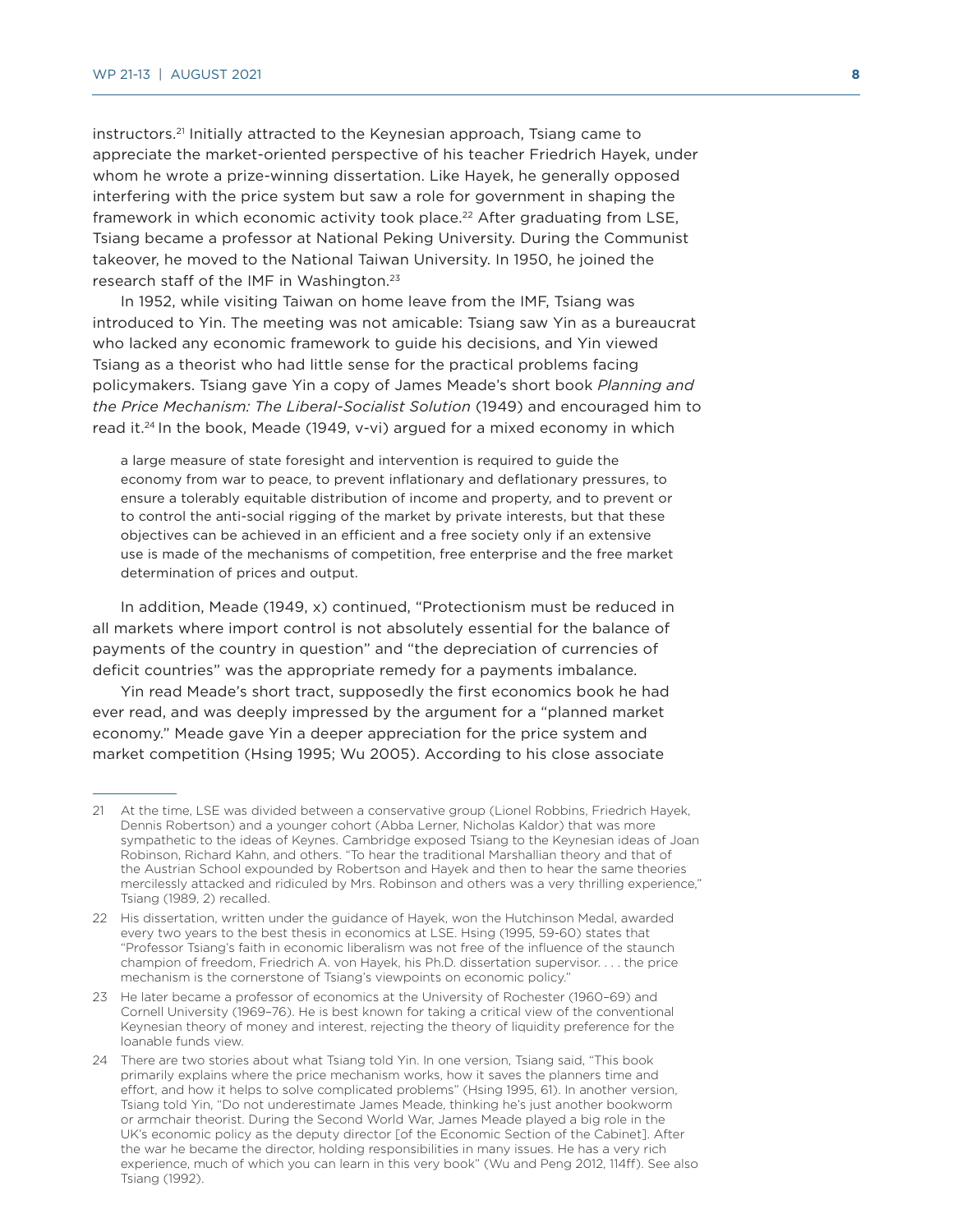instructors.[21] Initially attracted to the Keynesian approach, Tsiang came to appreciate the market-oriented perspective of his teacher Friedrich Hayek, under whom he wrote a prize-winning dissertation. Like Hayek, he generally opposed interfering with the price system but saw a role for government in shaping the framework in which economic activity took place.[22] After graduating from LSE, Tsiang became a professor at National Peking University. During the Communist takeover, he moved to the National Taiwan University. In 1950, he joined the research staff of the IMF in Washington.[23]

In 1952, while visiting Taiwan on home leave from the IMF, Tsiang was introduced to Yin. The meeting was not amicable: Tsiang saw Yin as a bureaucrat who lacked any economic framework to guide his decisions, and Yin viewed Tsiang as a theorist who had little sense for the practical problems facing policymakers. Tsiang gave Yin a copy of James Meade's short book *Planning and the Price Mechanism: The Liberal-Socialist Solution* (1949) and encouraged him to read it.[24] In the book, Meade (1949, v-vi) argued for a mixed economy in which

> a large measure of state foresight and intervention is required to guide the economy from war to peace, to prevent inflationary and deflationary pressures, to ensure a tolerably equitable distribution of income and property, and to prevent or to control the anti-social rigging of the market by private interests, but that these objectives can be achieved in an efficient and a free society only if an extensive use is made of the mechanisms of competition, free enterprise and the free market determination of prices and output.

In addition, Meade (1949, x) continued, "Protectionism must be reduced in all markets where import control is not absolutely essential for the balance of payments of the country in question" and "the depreciation of currencies of deficit countries" was the appropriate remedy for a payments imbalance.

Yin read Meade's short tract, supposedly the first economics book he had ever read, and was deeply impressed by the argument for a "planned market economy." Meade gave Yin a deeper appreciation for the price system and market competition (Hsing 1995; Wu 2005). According to his close associate

---

21 At the time, LSE was divided between a conservative group (Lionel Robbins, Friedrich Hayek, Dennis Robertson) and a younger cohort (Abba Lerner, Nicholas Kaldor) that was more sympathetic to the ideas of Keynes. Cambridge exposed Tsiang to the Keynesian ideas of Joan Robinson, Richard Kahn, and others. "To hear the traditional Marshallian theory and that of the Austrian School expounded by Robertson and Hayek and then to hear the same theories mercilessly attacked and ridiculed by Mrs. Robinson and others was a very thrilling experience," Tsiang (1989, 2) recalled.

22 His dissertation, written under the guidance of Hayek, won the Hutchinson Medal, awarded every two years to the best thesis in economics at LSE. Hsing (1995, 59-60) states that "Professor Tsiang's faith in economic liberalism was not free of the influence of the staunch champion of freedom, Friedrich A. von Hayek, his Ph.D. dissertation supervisor. . . . the price mechanism is the cornerstone of Tsiang's viewpoints on economic policy."

23 He later became a professor of economics at the University of Rochester (1960–69) and Cornell University (1969–76). He is best known for taking a critical view of the conventional Keynesian theory of money and interest, rejecting the theory of liquidity preference for the loanable funds view.

24 There are two stories about what Tsiang told Yin. In one version, Tsiang said, "This book primarily explains where the price mechanism works, how it saves the planners time and effort, and how it helps to solve complicated problems" (Hsing 1995, 61). In another version, Tsiang told Yin, "Do not underestimate James Meade, thinking he's just another bookworm or armchair theorist. During the Second World War, James Meade played a big role in the UK's economic policy as the deputy director [of the Economic Section of the Cabinet]. After the war he became the director, holding responsibilities in many issues. He has a very rich experience, much of which you can learn in this very book" (Wu and Peng 2012, 114ff). See also Tsiang (1992).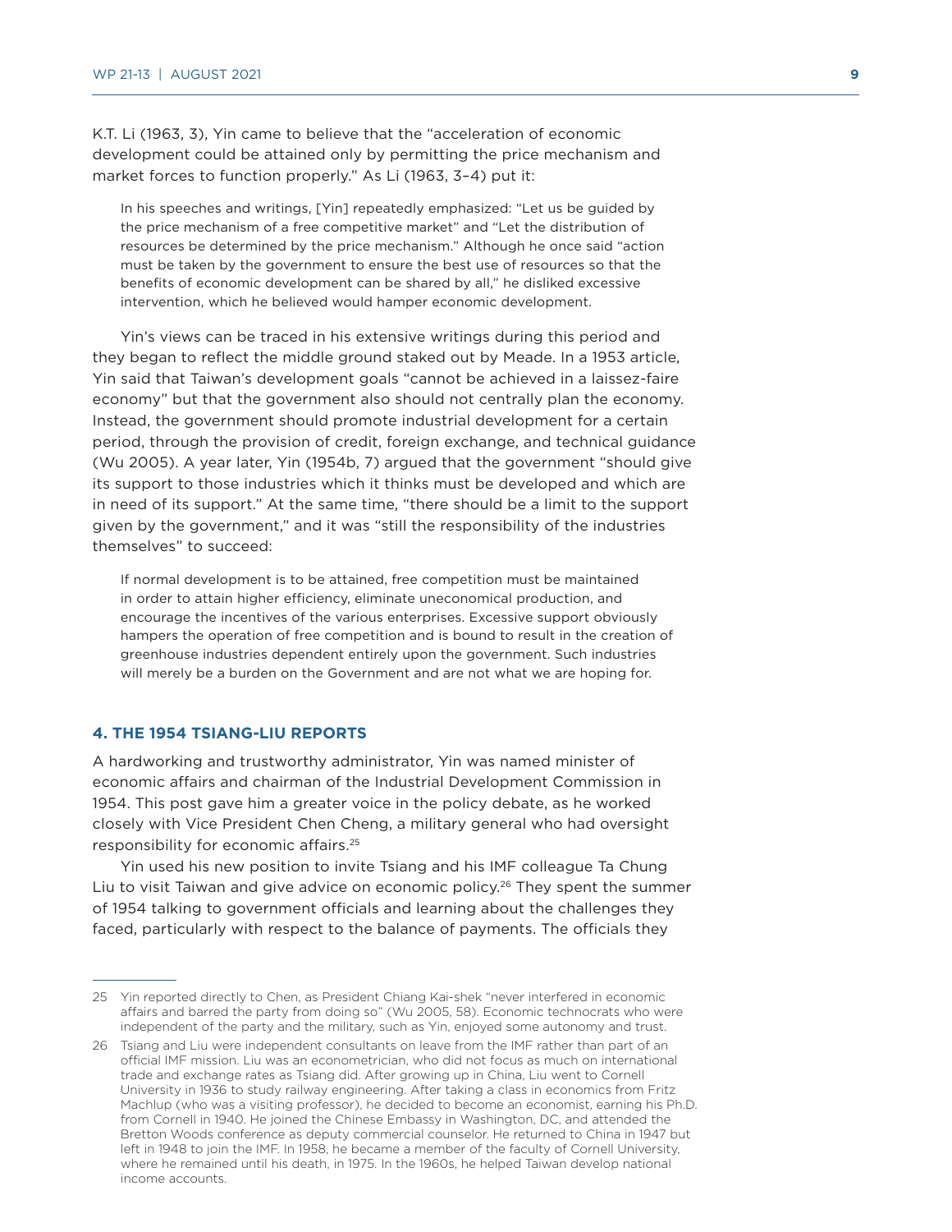K.T. Li (1963, 3), Yin came to believe that the "acceleration of economic development could be attained only by permitting the price mechanism and market forces to function properly." As Li (1963, 3–4) put it:

> In his speeches and writings, [Yin] repeatedly emphasized: "Let us be guided by the price mechanism of a free competitive market" and "Let the distribution of resources be determined by the price mechanism." Although he once said "action must be taken by the government to ensure the best use of resources so that the benefits of economic development can be shared by all," he disliked excessive intervention, which he believed would hamper economic development.

Yin's views can be traced in his extensive writings during this period and they began to reflect the middle ground staked out by Meade. In a 1953 article, Yin said that Taiwan's development goals "cannot be achieved in a laissez-faire economy" but that the government also should not centrally plan the economy. Instead, the government should promote industrial development for a certain period, through the provision of credit, foreign exchange, and technical guidance (Wu 2005). A year later, Yin (1954b, 7) argued that the government "should give its support to those industries which it thinks must be developed and which are in need of its support." At the same time, "there should be a limit to the support given by the government," and it was "still the responsibility of the industries themselves" to succeed:

> If normal development is to be attained, free competition must be maintained in order to attain higher efficiency, eliminate uneconomical production, and encourage the incentives of the various enterprises. Excessive support obviously hampers the operation of free competition and is bound to result in the creation of greenhouse industries dependent entirely upon the government. Such industries will merely be a burden on the Government and are not what we are hoping for.

## 4. THE 1954 TSIANG-LIU REPORTS

A hardworking and trustworthy administrator, Yin was named minister of economic affairs and chairman of the Industrial Development Commission in 1954. This post gave him a greater voice in the policy debate, as he worked closely with Vice President Chen Cheng, a military general who had oversight responsibility for economic affairs.[25]

Yin used his new position to invite Tsiang and his IMF colleague Ta Chung Liu to visit Taiwan and give advice on economic policy.[26] They spent the summer of 1954 talking to government officials and learning about the challenges they faced, particularly with respect to the balance of payments. The officials they

---

25 Yin reported directly to Chen, as President Chiang Kai-shek "never interfered in economic affairs and barred the party from doing so" (Wu 2005, 58). Economic technocrats who were independent of the party and the military, such as Yin, enjoyed some autonomy and trust.

26 Tsiang and Liu were independent consultants on leave from the IMF rather than part of an official IMF mission. Liu was an econometrician, who did not focus as much on international trade and exchange rates as Tsiang did. After growing up in China, Liu went to Cornell University in 1936 to study railway engineering. After taking a class in economics from Fritz Machlup (who was a visiting professor), he decided to become an economist, earning his Ph.D. from Cornell in 1940. He joined the Chinese Embassy in Washington, DC, and attended the Bretton Woods conference as deputy commercial counselor. He returned to China in 1947 but left in 1948 to join the IMF. In 1958, he became a member of the faculty of Cornell University, where he remained until his death, in 1975. In the 1960s, he helped Taiwan develop national income accounts.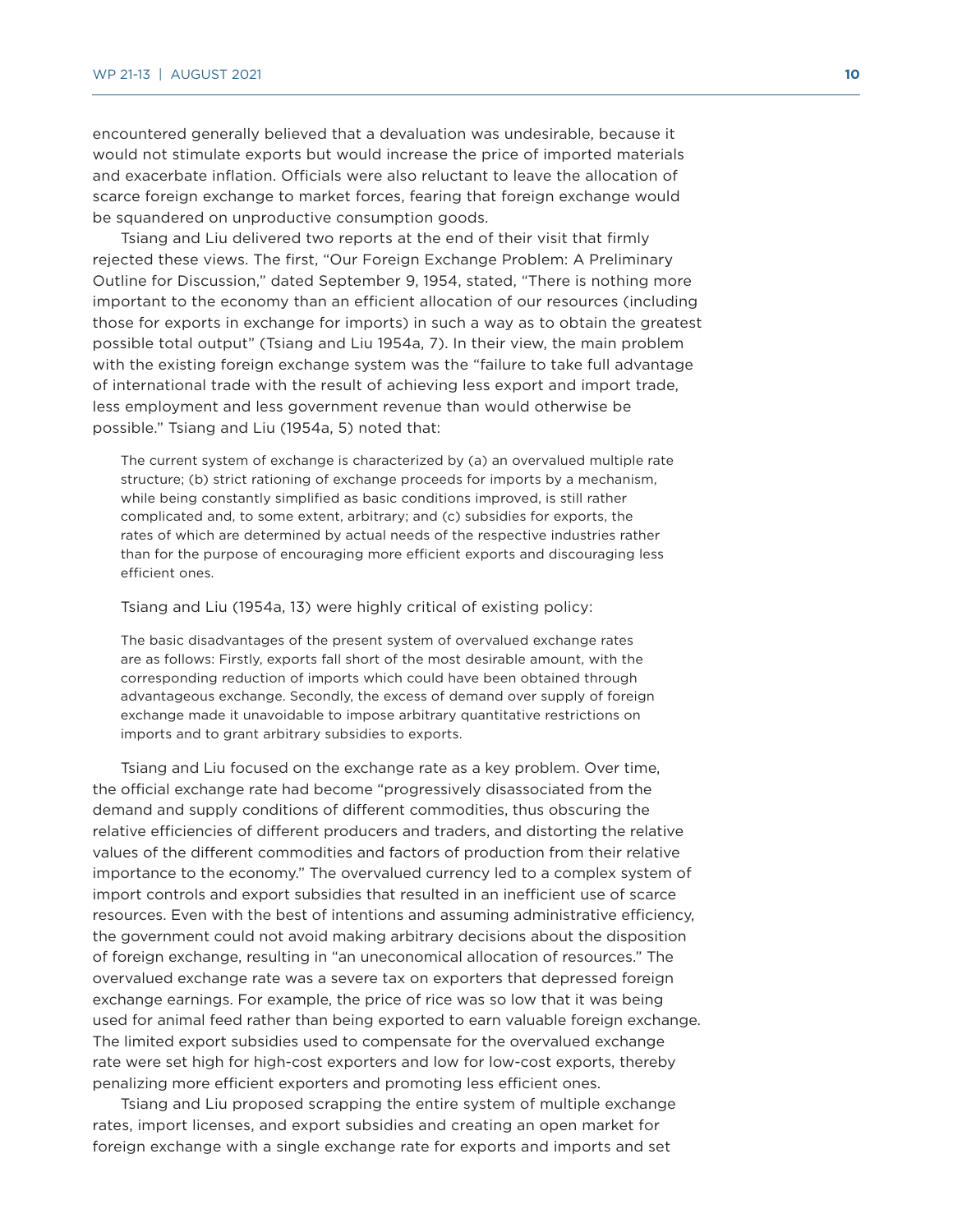encountered generally believed that a devaluation was undesirable, because it would not stimulate exports but would increase the price of imported materials and exacerbate inflation. Officials were also reluctant to leave the allocation of scarce foreign exchange to market forces, fearing that foreign exchange would be squandered on unproductive consumption goods.

Tsiang and Liu delivered two reports at the end of their visit that firmly rejected these views. The first, "Our Foreign Exchange Problem: A Preliminary Outline for Discussion," dated September 9, 1954, stated, "There is nothing more important to the economy than an efficient allocation of our resources (including those for exports in exchange for imports) in such a way as to obtain the greatest possible total output" (Tsiang and Liu 1954a, 7). In their view, the main problem with the existing foreign exchange system was the "failure to take full advantage of international trade with the result of achieving less export and import trade, less employment and less government revenue than would otherwise be possible." Tsiang and Liu (1954a, 5) noted that:

> The current system of exchange is characterized by (a) an overvalued multiple rate structure; (b) strict rationing of exchange proceeds for imports by a mechanism, while being constantly simplified as basic conditions improved, is still rather complicated and, to some extent, arbitrary; and (c) subsidies for exports, the rates of which are determined by actual needs of the respective industries rather than for the purpose of encouraging more efficient exports and discouraging less efficient ones.

Tsiang and Liu (1954a, 13) were highly critical of existing policy:

> The basic disadvantages of the present system of overvalued exchange rates are as follows: Firstly, exports fall short of the most desirable amount, with the corresponding reduction of imports which could have been obtained through advantageous exchange. Secondly, the excess of demand over supply of foreign exchange made it unavoidable to impose arbitrary quantitative restrictions on imports and to grant arbitrary subsidies to exports.

Tsiang and Liu focused on the exchange rate as a key problem. Over time, the official exchange rate had become "progressively disassociated from the demand and supply conditions of different commodities, thus obscuring the relative efficiencies of different producers and traders, and distorting the relative values of the different commodities and factors of production from their relative importance to the economy." The overvalued currency led to a complex system of import controls and export subsidies that resulted in an inefficient use of scarce resources. Even with the best of intentions and assuming administrative efficiency, the government could not avoid making arbitrary decisions about the disposition of foreign exchange, resulting in "an uneconomical allocation of resources." The overvalued exchange rate was a severe tax on exporters that depressed foreign exchange earnings. For example, the price of rice was so low that it was being used for animal feed rather than being exported to earn valuable foreign exchange. The limited export subsidies used to compensate for the overvalued exchange rate were set high for high-cost exporters and low for low-cost exports, thereby penalizing more efficient exporters and promoting less efficient ones.

Tsiang and Liu proposed scrapping the entire system of multiple exchange rates, import licenses, and export subsidies and creating an open market for foreign exchange with a single exchange rate for exports and imports and set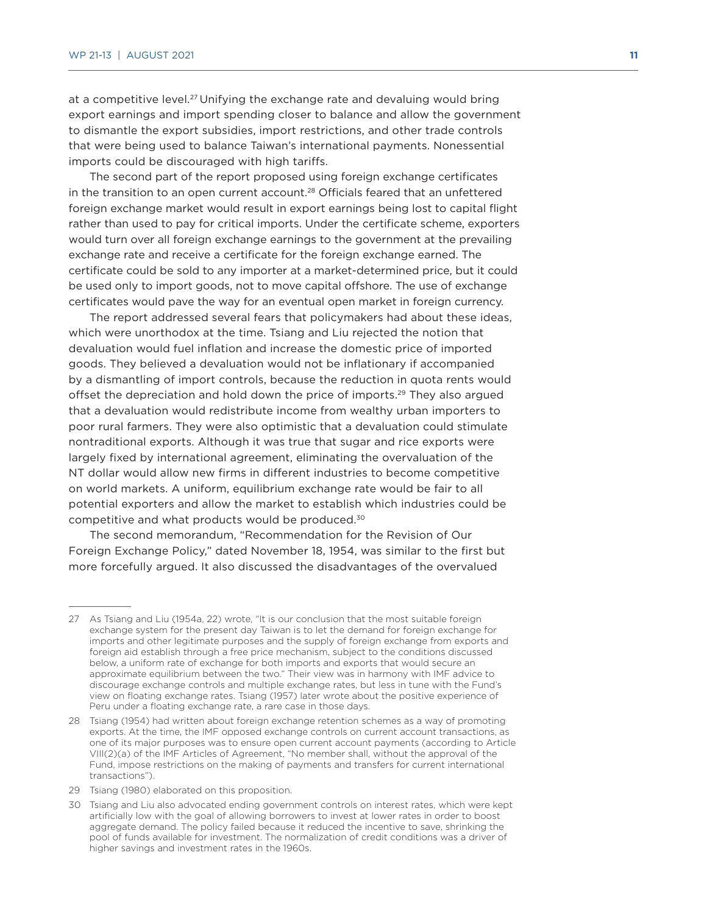at a competitive level.[27] Unifying the exchange rate and devaluing would bring export earnings and import spending closer to balance and allow the government to dismantle the export subsidies, import restrictions, and other trade controls that were being used to balance Taiwan's international payments. Nonessential imports could be discouraged with high tariffs.

The second part of the report proposed using foreign exchange certificates in the transition to an open current account.[28] Officials feared that an unfettered foreign exchange market would result in export earnings being lost to capital flight rather than used to pay for critical imports. Under the certificate scheme, exporters would turn over all foreign exchange earnings to the government at the prevailing exchange rate and receive a certificate for the foreign exchange earned. The certificate could be sold to any importer at a market-determined price, but it could be used only to import goods, not to move capital offshore. The use of exchange certificates would pave the way for an eventual open market in foreign currency.

The report addressed several fears that policymakers had about these ideas, which were unorthodox at the time. Tsiang and Liu rejected the notion that devaluation would fuel inflation and increase the domestic price of imported goods. They believed a devaluation would not be inflationary if accompanied by a dismantling of import controls, because the reduction in quota rents would offset the depreciation and hold down the price of imports.[29] They also argued that a devaluation would redistribute income from wealthy urban importers to poor rural farmers. They were also optimistic that a devaluation could stimulate nontraditional exports. Although it was true that sugar and rice exports were largely fixed by international agreement, eliminating the overvaluation of the NT dollar would allow new firms in different industries to become competitive on world markets. A uniform, equilibrium exchange rate would be fair to all potential exporters and allow the market to establish which industries could be competitive and what products would be produced.[30]

The second memorandum, "Recommendation for the Revision of Our Foreign Exchange Policy," dated November 18, 1954, was similar to the first but more forcefully argued. It also discussed the disadvantages of the overvalued

---

27 As Tsiang and Liu (1954a, 22) wrote, "It is our conclusion that the most suitable foreign exchange system for the present day Taiwan is to let the demand for foreign exchange for imports and other legitimate purposes and the supply of foreign exchange from exports and foreign aid establish through a free price mechanism, subject to the conditions discussed below, a uniform rate of exchange for both imports and exports that would secure an approximate equilibrium between the two." Their view was in harmony with IMF advice to discourage exchange controls and multiple exchange rates, but less in tune with the Fund's view on floating exchange rates. Tsiang (1957) later wrote about the positive experience of Peru under a floating exchange rate, a rare case in those days.

28 Tsiang (1954) had written about foreign exchange retention schemes as a way of promoting exports. At the time, the IMF opposed exchange controls on current account transactions, as one of its major purposes was to ensure open current account payments (according to Article VIII(2)(a) of the IMF Articles of Agreement, "No member shall, without the approval of the Fund, impose restrictions on the making of payments and transfers for current international transactions").

29 Tsiang (1980) elaborated on this proposition.

30 Tsiang and Liu also advocated ending government controls on interest rates, which were kept artificially low with the goal of allowing borrowers to invest at lower rates in order to boost aggregate demand. The policy failed because it reduced the incentive to save, shrinking the pool of funds available for investment. The normalization of credit conditions was a driver of higher savings and investment rates in the 1960s.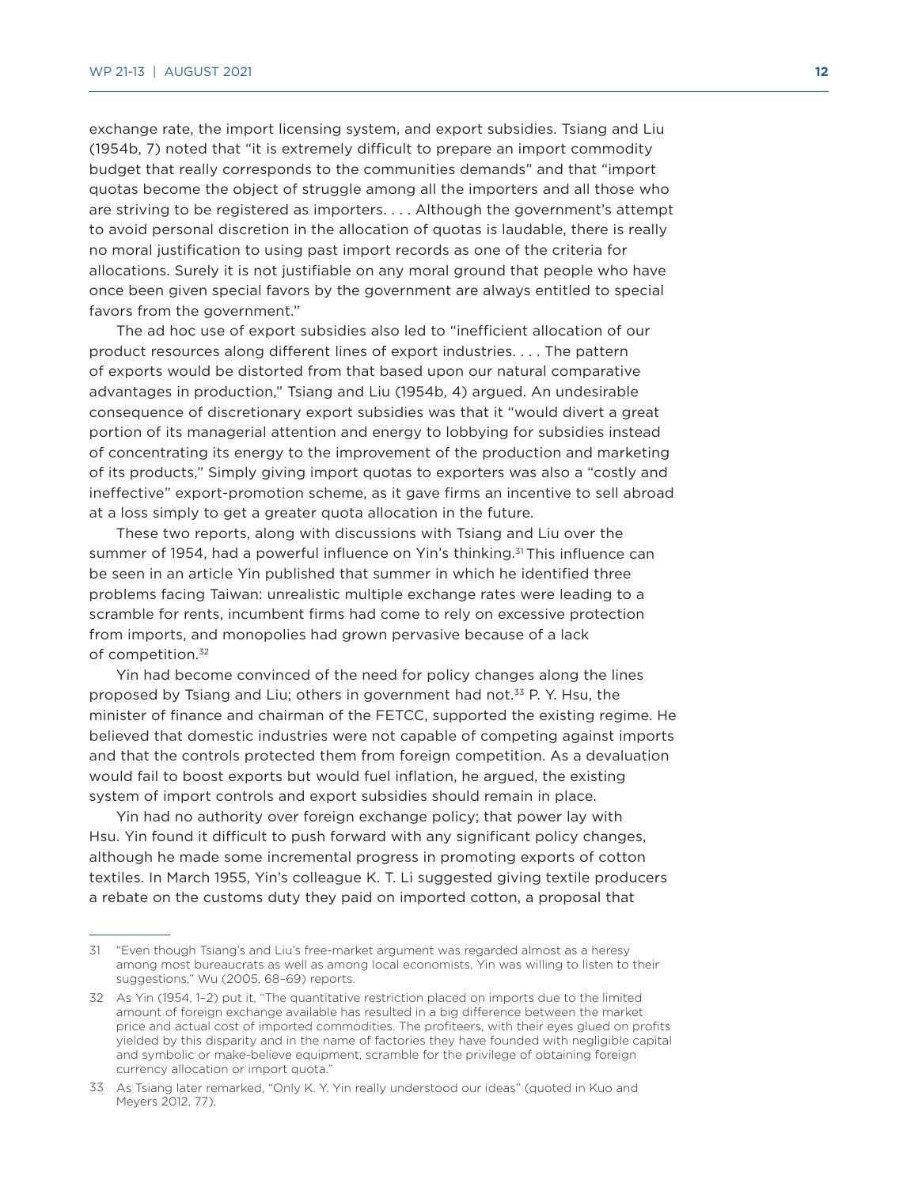exchange rate, the import licensing system, and export subsidies. Tsiang and Liu (1954b, 7) noted that "it is extremely difficult to prepare an import commodity budget that really corresponds to the communities demands" and that "import quotas become the object of struggle among all the importers and all those who are striving to be registered as importers. . . . Although the government's attempt to avoid personal discretion in the allocation of quotas is laudable, there is really no moral justification to using past import records as one of the criteria for allocations. Surely it is not justifiable on any moral ground that people who have once been given special favors by the government are always entitled to special favors from the government."

The ad hoc use of export subsidies also led to "inefficient allocation of our product resources along different lines of export industries. . . . The pattern of exports would be distorted from that based upon our natural comparative advantages in production," Tsiang and Liu (1954b, 4) argued. An undesirable consequence of discretionary export subsidies was that it "would divert a great portion of its managerial attention and energy to lobbying for subsidies instead of concentrating its energy to the improvement of the production and marketing of its products," Simply giving import quotas to exporters was also a "costly and ineffective" export-promotion scheme, as it gave firms an incentive to sell abroad at a loss simply to get a greater quota allocation in the future.

These two reports, along with discussions with Tsiang and Liu over the summer of 1954, had a powerful influence on Yin's thinking.[31] This influence can be seen in an article Yin published that summer in which he identified three problems facing Taiwan: unrealistic multiple exchange rates were leading to a scramble for rents, incumbent firms had come to rely on excessive protection from imports, and monopolies had grown pervasive because of a lack of competition.[32]

Yin had become convinced of the need for policy changes along the lines proposed by Tsiang and Liu; others in government had not.[33] P. Y. Hsu, the minister of finance and chairman of the FETCC, supported the existing regime. He believed that domestic industries were not capable of competing against imports and that the controls protected them from foreign competition. As a devaluation would fail to boost exports but would fuel inflation, he argued, the existing system of import controls and export subsidies should remain in place.

Yin had no authority over foreign exchange policy; that power lay with Hsu. Yin found it difficult to push forward with any significant policy changes, although he made some incremental progress in promoting exports of cotton textiles. In March 1955, Yin's colleague K. T. Li suggested giving textile producers a rebate on the customs duty they paid on imported cotton, a proposal that

---

31 "Even though Tsiang's and Liu's free-market argument was regarded almost as a heresy among most bureaucrats as well as among local economists, Yin was willing to listen to their suggestions," Wu (2005, 68–69) reports.

32 As Yin (1954, 1–2) put it, "The quantitative restriction placed on imports due to the limited amount of foreign exchange available has resulted in a big difference between the market price and actual cost of imported commodities. The profiteers, with their eyes glued on profits yielded by this disparity and in the name of factories they have founded with negligible capital and symbolic or make-believe equipment, scramble for the privilege of obtaining foreign currency allocation or import quota."

33 As Tsiang later remarked, "Only K. Y. Yin really understood our ideas" (quoted in Kuo and Meyers 2012, 77).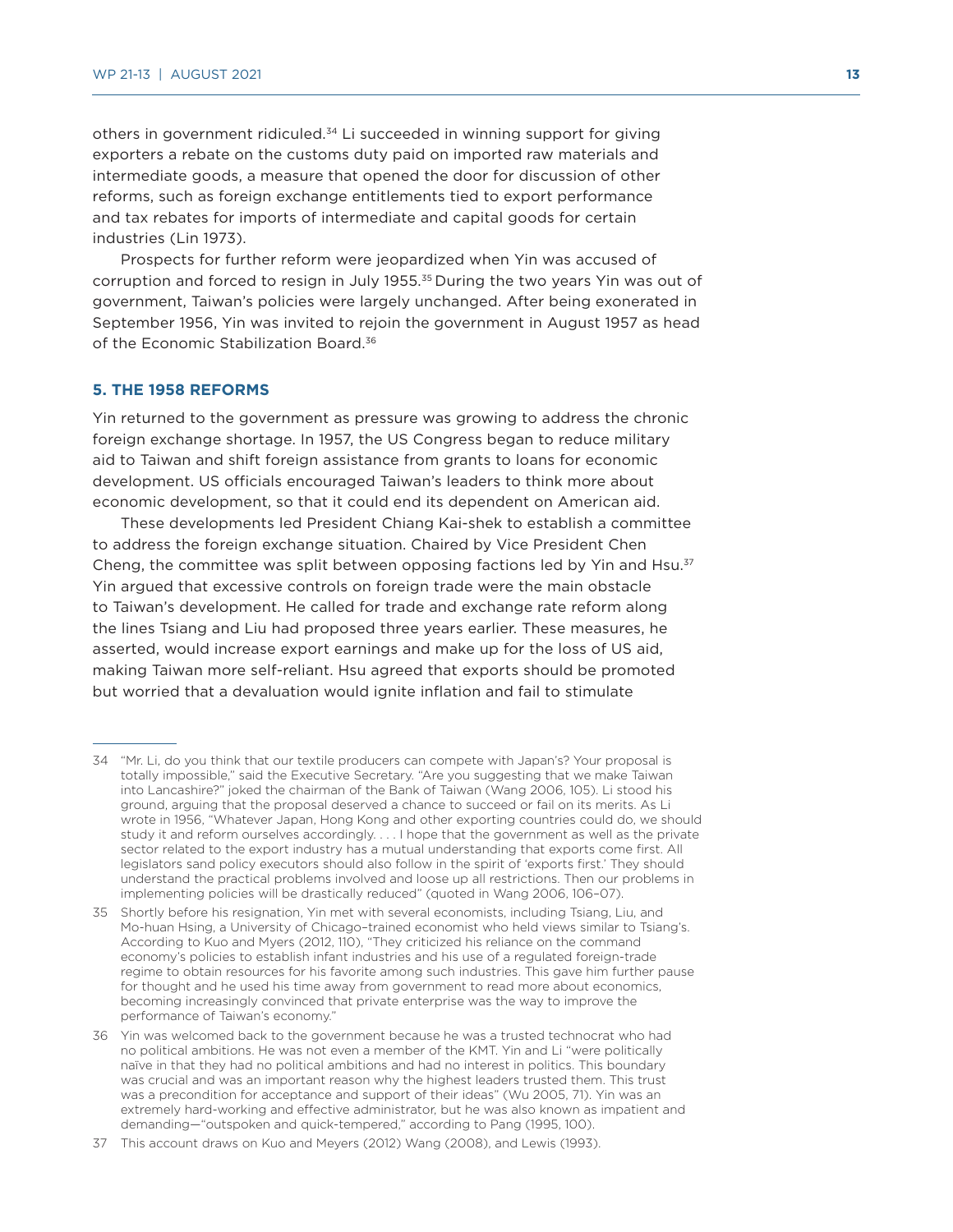others in government ridiculed.[34] Li succeeded in winning support for giving exporters a rebate on the customs duty paid on imported raw materials and intermediate goods, a measure that opened the door for discussion of other reforms, such as foreign exchange entitlements tied to export performance and tax rebates for imports of intermediate and capital goods for certain industries (Lin 1973).

Prospects for further reform were jeopardized when Yin was accused of corruption and forced to resign in July 1955.[35] During the two years Yin was out of government, Taiwan's policies were largely unchanged. After being exonerated in September 1956, Yin was invited to rejoin the government in August 1957 as head of the Economic Stabilization Board.[36]

## 5. THE 1958 REFORMS

Yin returned to the government as pressure was growing to address the chronic foreign exchange shortage. In 1957, the US Congress began to reduce military aid to Taiwan and shift foreign assistance from grants to loans for economic development. US officials encouraged Taiwan's leaders to think more about economic development, so that it could end its dependent on American aid.

These developments led President Chiang Kai-shek to establish a committee to address the foreign exchange situation. Chaired by Vice President Chen Cheng, the committee was split between opposing factions led by Yin and Hsu.[37] Yin argued that excessive controls on foreign trade were the main obstacle to Taiwan's development. He called for trade and exchange rate reform along the lines Tsiang and Liu had proposed three years earlier. These measures, he asserted, would increase export earnings and make up for the loss of US aid, making Taiwan more self-reliant. Hsu agreed that exports should be promoted but worried that a devaluation would ignite inflation and fail to stimulate

---

34 "Mr. Li, do you think that our textile producers can compete with Japan's? Your proposal is totally impossible," said the Executive Secretary. "Are you suggesting that we make Taiwan into Lancashire?" joked the chairman of the Bank of Taiwan (Wang 2006, 105). Li stood his ground, arguing that the proposal deserved a chance to succeed or fail on its merits. As Li wrote in 1956, "Whatever Japan, Hong Kong and other exporting countries could do, we should study it and reform ourselves accordingly. . . . I hope that the government as well as the private sector related to the export industry has a mutual understanding that exports come first. All legislators sand policy executors should also follow in the spirit of 'exports first.' They should understand the practical problems involved and loose up all restrictions. Then our problems in implementing policies will be drastically reduced" (quoted in Wang 2006, 106–07).

35 Shortly before his resignation, Yin met with several economists, including Tsiang, Liu, and Mo-huan Hsing, a University of Chicago–trained economist who held views similar to Tsiang's. According to Kuo and Myers (2012, 110), "They criticized his reliance on the command economy's policies to establish infant industries and his use of a regulated foreign-trade regime to obtain resources for his favorite among such industries. This gave him further pause for thought and he used his time away from government to read more about economics, becoming increasingly convinced that private enterprise was the way to improve the performance of Taiwan's economy."

36 Yin was welcomed back to the government because he was a trusted technocrat who had no political ambitions. He was not even a member of the KMT. Yin and Li "were politically naïve in that they had no political ambitions and had no interest in politics. This boundary was crucial and was an important reason why the highest leaders trusted them. This trust was a precondition for acceptance and support of their ideas" (Wu 2005, 71). Yin was an extremely hard-working and effective administrator, but he was also known as impatient and demanding—"outspoken and quick-tempered," according to Pang (1995, 100).

37 This account draws on Kuo and Meyers (2012) Wang (2008), and Lewis (1993).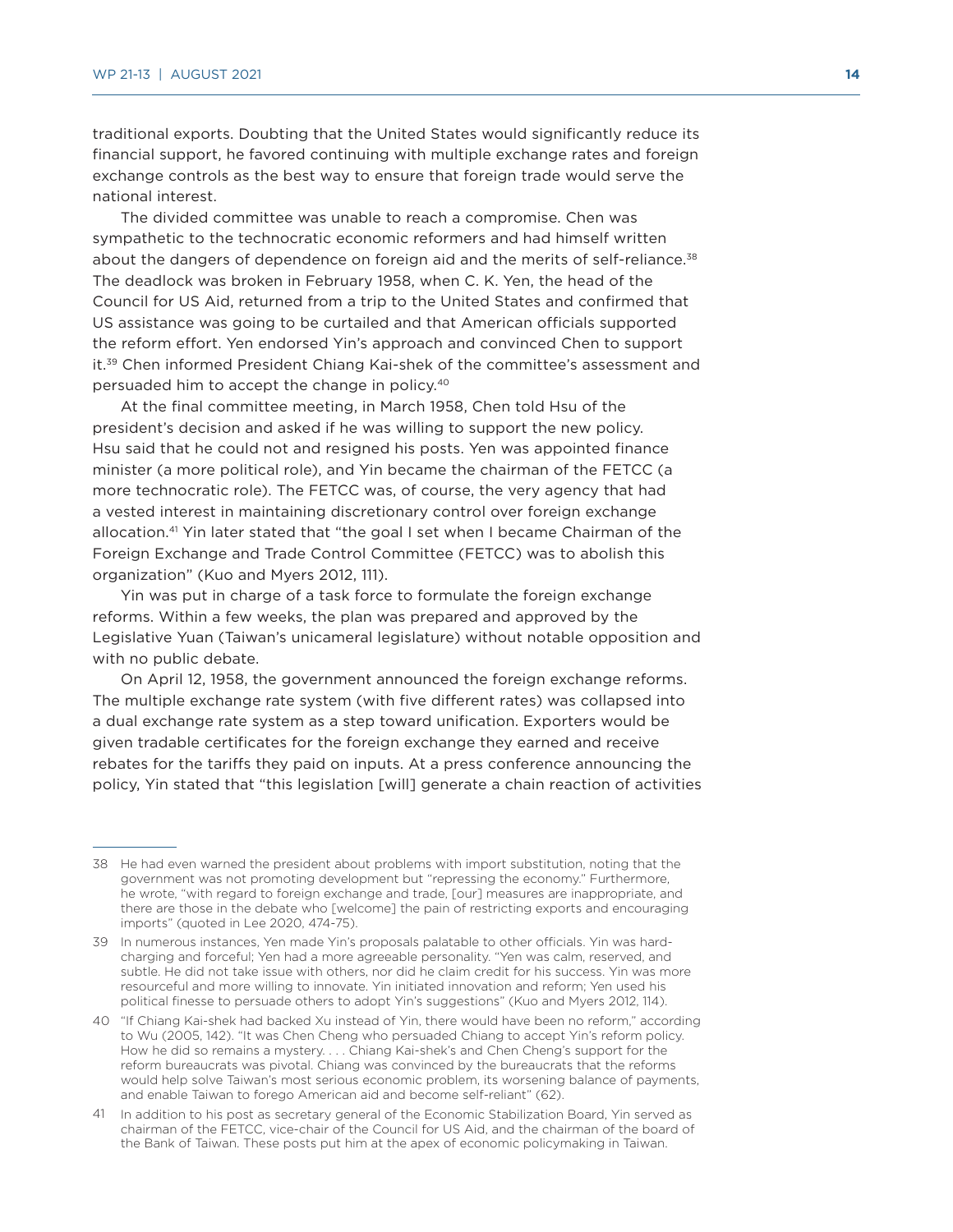traditional exports. Doubting that the United States would significantly reduce its financial support, he favored continuing with multiple exchange rates and foreign exchange controls as the best way to ensure that foreign trade would serve the national interest.

The divided committee was unable to reach a compromise. Chen was sympathetic to the technocratic economic reformers and had himself written about the dangers of dependence on foreign aid and the merits of self-reliance.[38] The deadlock was broken in February 1958, when C. K. Yen, the head of the Council for US Aid, returned from a trip to the United States and confirmed that US assistance was going to be curtailed and that American officials supported the reform effort. Yen endorsed Yin's approach and convinced Chen to support it.[39] Chen informed President Chiang Kai-shek of the committee's assessment and persuaded him to accept the change in policy.[40]

At the final committee meeting, in March 1958, Chen told Hsu of the president's decision and asked if he was willing to support the new policy. Hsu said that he could not and resigned his posts. Yen was appointed finance minister (a more political role), and Yin became the chairman of the FETCC (a more technocratic role). The FETCC was, of course, the very agency that had a vested interest in maintaining discretionary control over foreign exchange allocation.[41] Yin later stated that "the goal I set when I became Chairman of the Foreign Exchange and Trade Control Committee (FETCC) was to abolish this organization" (Kuo and Myers 2012, 111).

Yin was put in charge of a task force to formulate the foreign exchange reforms. Within a few weeks, the plan was prepared and approved by the Legislative Yuan (Taiwan's unicameral legislature) without notable opposition and with no public debate.

On April 12, 1958, the government announced the foreign exchange reforms. The multiple exchange rate system (with five different rates) was collapsed into a dual exchange rate system as a step toward unification. Exporters would be given tradable certificates for the foreign exchange they earned and receive rebates for the tariffs they paid on inputs. At a press conference announcing the policy, Yin stated that "this legislation [will] generate a chain reaction of activities

---

38 He had even warned the president about problems with import substitution, noting that the government was not promoting development but "repressing the economy." Furthermore, he wrote, "with regard to foreign exchange and trade, [our] measures are inappropriate, and there are those in the debate who [welcome] the pain of restricting exports and encouraging imports" (quoted in Lee 2020, 474-75).

39 In numerous instances, Yen made Yin's proposals palatable to other officials. Yin was hard-charging and forceful; Yen had a more agreeable personality. "Yen was calm, reserved, and subtle. He did not take issue with others, nor did he claim credit for his success. Yin was more resourceful and more willing to innovate. Yin initiated innovation and reform; Yen used his political finesse to persuade others to adopt Yin's suggestions" (Kuo and Myers 2012, 114).

40 "If Chiang Kai-shek had backed Xu instead of Yin, there would have been no reform," according to Wu (2005, 142). "It was Chen Cheng who persuaded Chiang to accept Yin's reform policy. How he did so remains a mystery. . . . Chiang Kai-shek's and Chen Cheng's support for the reform bureaucrats was pivotal. Chiang was convinced by the bureaucrats that the reforms would help solve Taiwan's most serious economic problem, its worsening balance of payments, and enable Taiwan to forego American aid and become self-reliant" (62).

41 In addition to his post as secretary general of the Economic Stabilization Board, Yin served as chairman of the FETCC, vice-chair of the Council for US Aid, and the chairman of the board of the Bank of Taiwan. These posts put him at the apex of economic policymaking in Taiwan.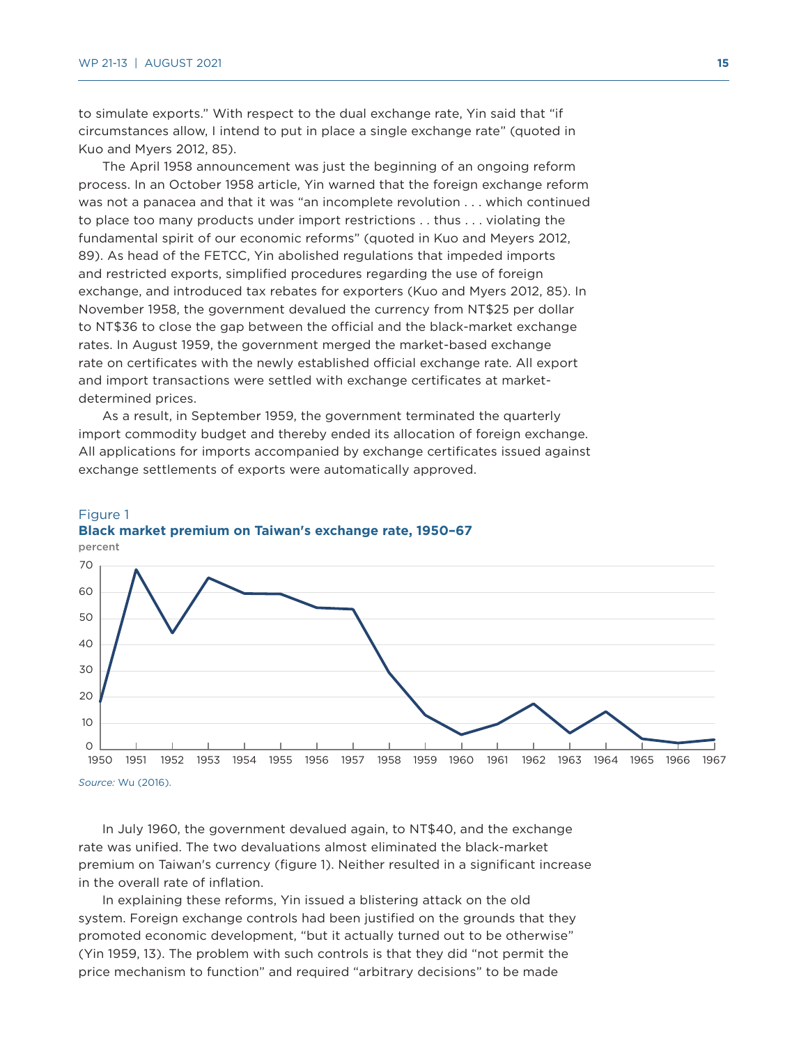to simulate exports." With respect to the dual exchange rate, Yin said that "if circumstances allow, I intend to put in place a single exchange rate" (quoted in Kuo and Myers 2012, 85).

The April 1958 announcement was just the beginning of an ongoing reform process. In an October 1958 article, Yin warned that the foreign exchange reform was not a panacea and that it was "an incomplete revolution . . . which continued to place too many products under import restrictions . . thus . . . violating the fundamental spirit of our economic reforms" (quoted in Kuo and Meyers 2012, 89). As head of the FETCC, Yin abolished regulations that impeded imports and restricted exports, simplified procedures regarding the use of foreign exchange, and introduced tax rebates for exporters (Kuo and Myers 2012, 85). In November 1958, the government devalued the currency from NT$25 per dollar to NT$36 to close the gap between the official and the black-market exchange rates. In August 1959, the government merged the market-based exchange rate on certificates with the newly established official exchange rate. All export and import transactions were settled with exchange certificates at market-determined prices.

As a result, in September 1959, the government terminated the quarterly import commodity budget and thereby ended its allocation of foreign exchange. All applications for imports accompanied by exchange certificates issued against exchange settlements of exports were automatically approved.

Figure 1
**Black market premium on Taiwan's exchange rate, 1950–67**
percent

*Source:* Wu (2016).

In July 1960, the government devalued again, to NT$40, and the exchange rate was unified. The two devaluations almost eliminated the black-market premium on Taiwan's currency (figure 1). Neither resulted in a significant increase in the overall rate of inflation.

In explaining these reforms, Yin issued a blistering attack on the old system. Foreign exchange controls had been justified on the grounds that they promoted economic development, "but it actually turned out to be otherwise" (Yin 1959, 13). The problem with such controls is that they did "not permit the price mechanism to function" and required "arbitrary decisions" to be made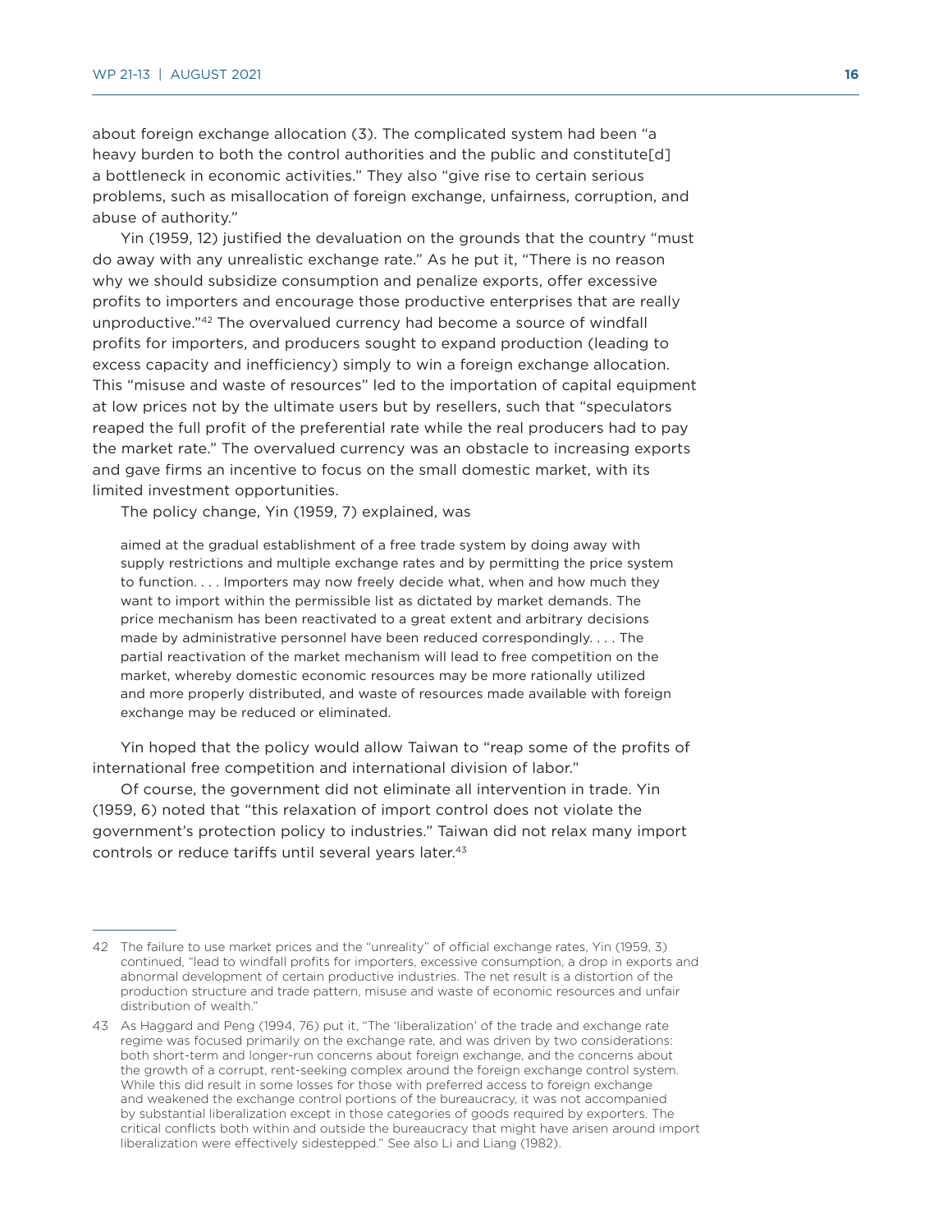about foreign exchange allocation (3). The complicated system had been "a heavy burden to both the control authorities and the public and constitute[d] a bottleneck in economic activities." They also "give rise to certain serious problems, such as misallocation of foreign exchange, unfairness, corruption, and abuse of authority."

Yin (1959, 12) justified the devaluation on the grounds that the country "must do away with any unrealistic exchange rate." As he put it, "There is no reason why we should subsidize consumption and penalize exports, offer excessive profits to importers and encourage those productive enterprises that are really unproductive."[42] The overvalued currency had become a source of windfall profits for importers, and producers sought to expand production (leading to excess capacity and inefficiency) simply to win a foreign exchange allocation. This "misuse and waste of resources" led to the importation of capital equipment at low prices not by the ultimate users but by resellers, such that "speculators reaped the full profit of the preferential rate while the real producers had to pay the market rate." The overvalued currency was an obstacle to increasing exports and gave firms an incentive to focus on the small domestic market, with its limited investment opportunities.

The policy change, Yin (1959, 7) explained, was

> aimed at the gradual establishment of a free trade system by doing away with supply restrictions and multiple exchange rates and by permitting the price system to function. . . . Importers may now freely decide what, when and how much they want to import within the permissible list as dictated by market demands. The price mechanism has been reactivated to a great extent and arbitrary decisions made by administrative personnel have been reduced correspondingly. . . . The partial reactivation of the market mechanism will lead to free competition on the market, whereby domestic economic resources may be more rationally utilized and more properly distributed, and waste of resources made available with foreign exchange may be reduced or eliminated.

Yin hoped that the policy would allow Taiwan to "reap some of the profits of international free competition and international division of labor."

Of course, the government did not eliminate all intervention in trade. Yin (1959, 6) noted that "this relaxation of import control does not violate the government's protection policy to industries." Taiwan did not relax many import controls or reduce tariffs until several years later.[43]

---

42 The failure to use market prices and the "unreality" of official exchange rates, Yin (1959, 3) continued, "lead to windfall profits for importers, excessive consumption, a drop in exports and abnormal development of certain productive industries. The net result is a distortion of the production structure and trade pattern, misuse and waste of economic resources and unfair distribution of wealth."

43 As Haggard and Peng (1994, 76) put it, "The 'liberalization' of the trade and exchange rate regime was focused primarily on the exchange rate, and was driven by two considerations: both short-term and longer-run concerns about foreign exchange, and the concerns about the growth of a corrupt, rent-seeking complex around the foreign exchange control system. While this did result in some losses for those with preferred access to foreign exchange and weakened the exchange control portions of the bureaucracy, it was not accompanied by substantial liberalization except in those categories of goods required by exporters. The critical conflicts both within and outside the bureaucracy that might have arisen around import liberalization were effectively sidestepped." See also Li and Liang (1982).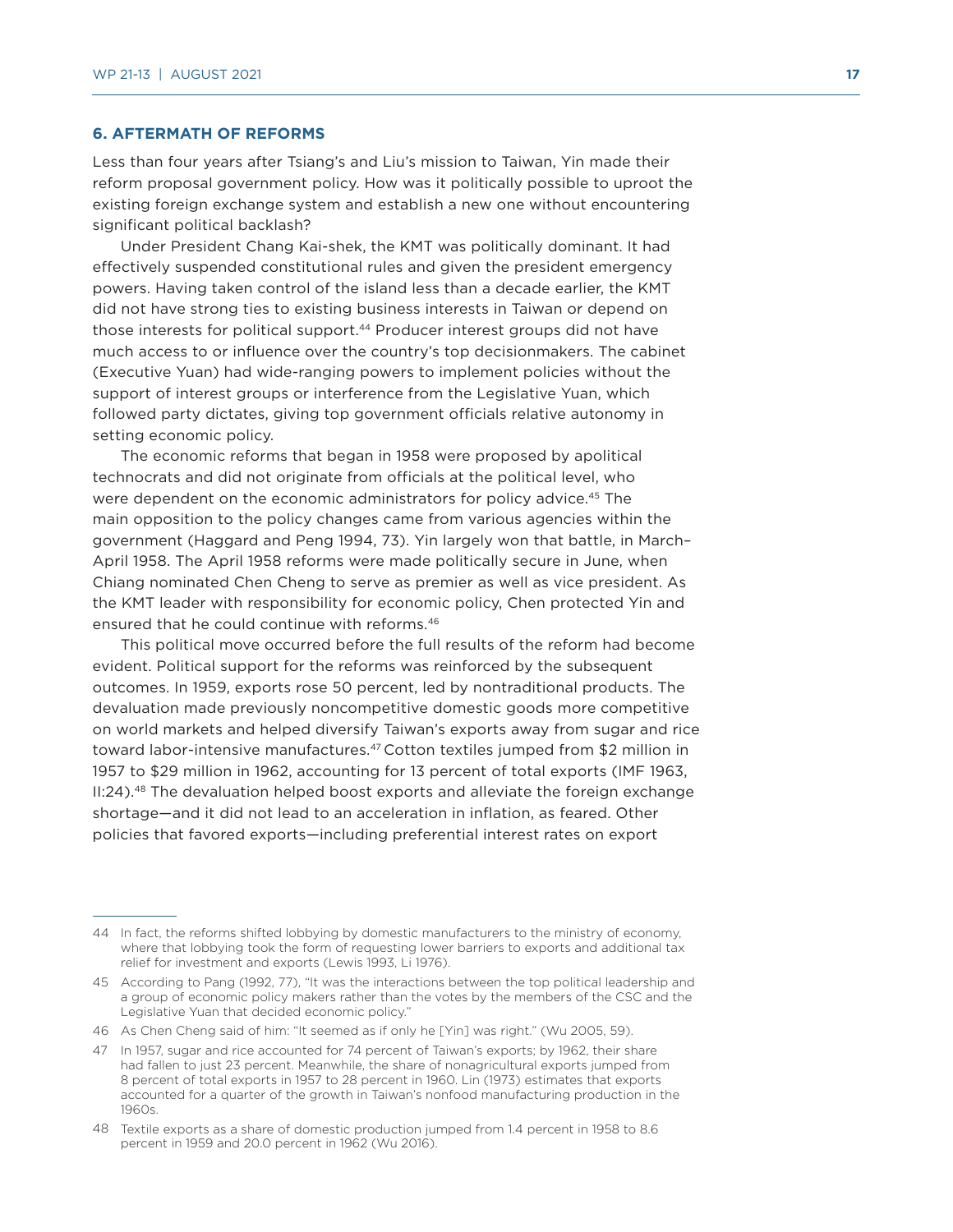## 6. AFTERMATH OF REFORMS

Less than four years after Tsiang's and Liu's mission to Taiwan, Yin made their reform proposal government policy. How was it politically possible to uproot the existing foreign exchange system and establish a new one without encountering significant political backlash?

Under President Chang Kai-shek, the KMT was politically dominant. It had effectively suspended constitutional rules and given the president emergency powers. Having taken control of the island less than a decade earlier, the KMT did not have strong ties to existing business interests in Taiwan or depend on those interests for political support.[44] Producer interest groups did not have much access to or influence over the country's top decisionmakers. The cabinet (Executive Yuan) had wide-ranging powers to implement policies without the support of interest groups or interference from the Legislative Yuan, which followed party dictates, giving top government officials relative autonomy in setting economic policy.

The economic reforms that began in 1958 were proposed by apolitical technocrats and did not originate from officials at the political level, who were dependent on the economic administrators for policy advice.[45] The main opposition to the policy changes came from various agencies within the government (Haggard and Peng 1994, 73). Yin largely won that battle, in March–April 1958. The April 1958 reforms were made politically secure in June, when Chiang nominated Chen Cheng to serve as premier as well as vice president. As the KMT leader with responsibility for economic policy, Chen protected Yin and ensured that he could continue with reforms.[46]

This political move occurred before the full results of the reform had become evident. Political support for the reforms was reinforced by the subsequent outcomes. In 1959, exports rose 50 percent, led by nontraditional products. The devaluation made previously noncompetitive domestic goods more competitive on world markets and helped diversify Taiwan's exports away from sugar and rice toward labor-intensive manufactures.[47] Cotton textiles jumped from $2 million in 1957 to $29 million in 1962, accounting for 13 percent of total exports (IMF 1963, II:24).[48] The devaluation helped boost exports and alleviate the foreign exchange shortage—and it did not lead to an acceleration in inflation, as feared. Other policies that favored exports—including preferential interest rates on export

---

44 In fact, the reforms shifted lobbying by domestic manufacturers to the ministry of economy, where that lobbying took the form of requesting lower barriers to exports and additional tax relief for investment and exports (Lewis 1993, Li 1976).

45 According to Pang (1992, 77), "It was the interactions between the top political leadership and a group of economic policy makers rather than the votes by the members of the CSC and the Legislative Yuan that decided economic policy."

46 As Chen Cheng said of him: "It seemed as if only he [Yin] was right." (Wu 2005, 59).

47 In 1957, sugar and rice accounted for 74 percent of Taiwan's exports; by 1962, their share had fallen to just 23 percent. Meanwhile, the share of nonagricultural exports jumped from 8 percent of total exports in 1957 to 28 percent in 1960. Lin (1973) estimates that exports accounted for a quarter of the growth in Taiwan's nonfood manufacturing production in the 1960s.

48 Textile exports as a share of domestic production jumped from 1.4 percent in 1958 to 8.6 percent in 1959 and 20.0 percent in 1962 (Wu 2016).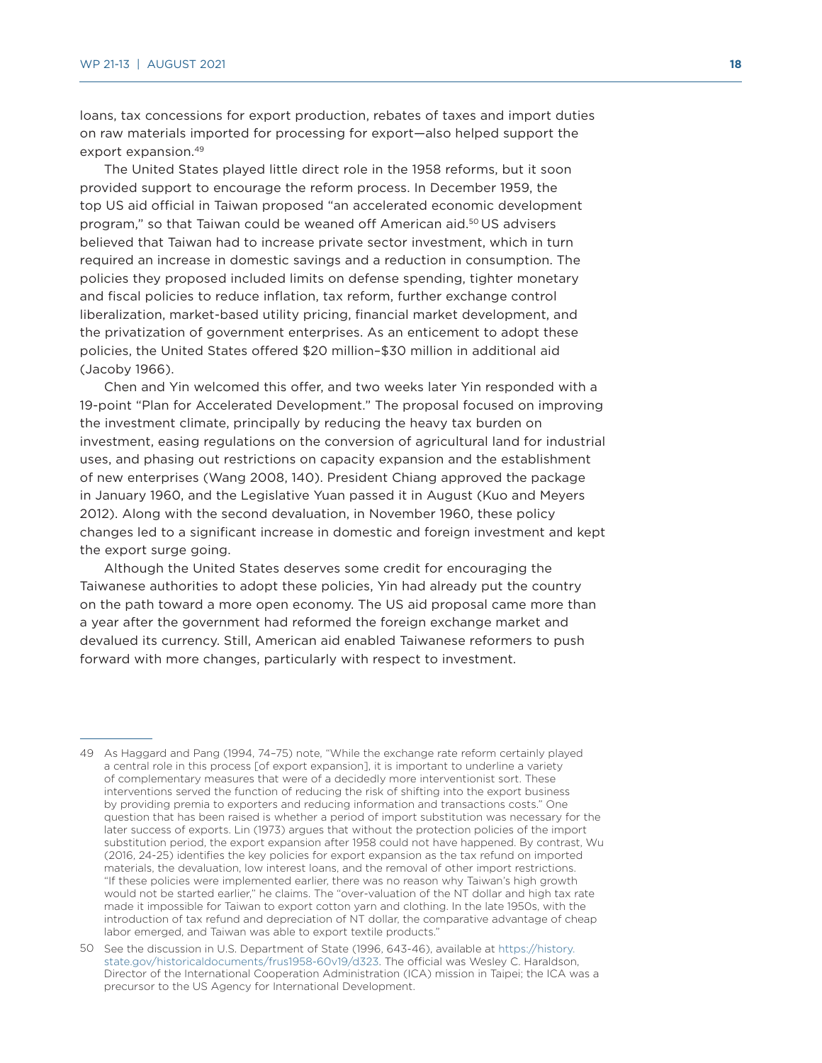loans, tax concessions for export production, rebates of taxes and import duties on raw materials imported for processing for export—also helped support the export expansion.[49]

The United States played little direct role in the 1958 reforms, but it soon provided support to encourage the reform process. In December 1959, the top US aid official in Taiwan proposed "an accelerated economic development program," so that Taiwan could be weaned off American aid.[50] US advisers believed that Taiwan had to increase private sector investment, which in turn required an increase in domestic savings and a reduction in consumption. The policies they proposed included limits on defense spending, tighter monetary and fiscal policies to reduce inflation, tax reform, further exchange control liberalization, market-based utility pricing, financial market development, and the privatization of government enterprises. As an enticement to adopt these policies, the United States offered $20 million–$30 million in additional aid (Jacoby 1966).

Chen and Yin welcomed this offer, and two weeks later Yin responded with a 19-point "Plan for Accelerated Development." The proposal focused on improving the investment climate, principally by reducing the heavy tax burden on investment, easing regulations on the conversion of agricultural land for industrial uses, and phasing out restrictions on capacity expansion and the establishment of new enterprises (Wang 2008, 140). President Chiang approved the package in January 1960, and the Legislative Yuan passed it in August (Kuo and Meyers 2012). Along with the second devaluation, in November 1960, these policy changes led to a significant increase in domestic and foreign investment and kept the export surge going.

Although the United States deserves some credit for encouraging the Taiwanese authorities to adopt these policies, Yin had already put the country on the path toward a more open economy. The US aid proposal came more than a year after the government had reformed the foreign exchange market and devalued its currency. Still, American aid enabled Taiwanese reformers to push forward with more changes, particularly with respect to investment.

---

49 As Haggard and Pang (1994, 74–75) note, "While the exchange rate reform certainly played a central role in this process [of export expansion], it is important to underline a variety of complementary measures that were of a decidedly more interventionist sort. These interventions served the function of reducing the risk of shifting into the export business by providing premia to exporters and reducing information and transactions costs." One question that has been raised is whether a period of import substitution was necessary for the later success of exports. Lin (1973) argues that without the protection policies of the import substitution period, the export expansion after 1958 could not have happened. By contrast, Wu (2016, 24-25) identifies the key policies for export expansion as the tax refund on imported materials, the devaluation, low interest loans, and the removal of other import restrictions. "If these policies were implemented earlier, there was no reason why Taiwan's high growth would not be started earlier," he claims. The "over-valuation of the NT dollar and high tax rate made it impossible for Taiwan to export cotton yarn and clothing. In the late 1950s, with the introduction of tax refund and depreciation of NT dollar, the comparative advantage of cheap labor emerged, and Taiwan was able to export textile products."

50 See the discussion in U.S. Department of State (1996, 643-46), available at https://history.state.gov/historicaldocuments/frus1958-60v19/d323. The official was Wesley C. Haraldson, Director of the International Cooperation Administration (ICA) mission in Taipei; the ICA was a precursor to the US Agency for International Development.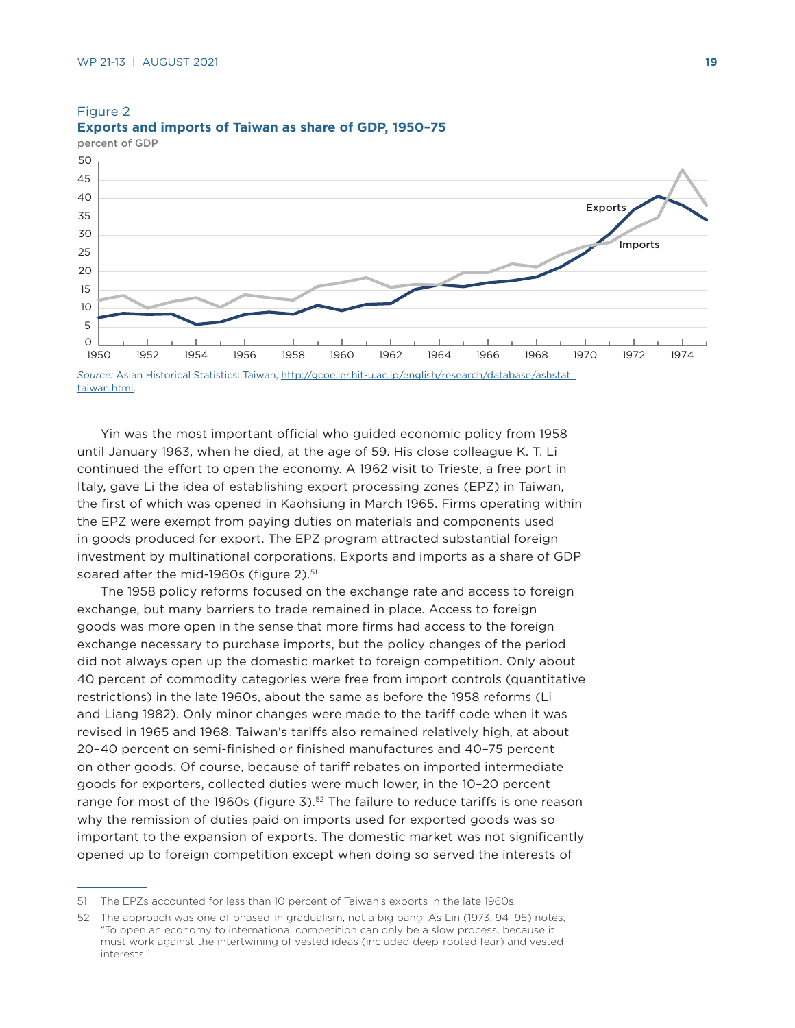Figure 2

**Exports and imports of Taiwan as share of GDP, 1950–75**

percent of GDP

*Source:* Asian Historical Statistics: Taiwan, http://gcoe.ier.hit-u.ac.jp/english/research/database/ashstat_taiwan.html.

Yin was the most important official who guided economic policy from 1958 until January 1963, when he died, at the age of 59. His close colleague K. T. Li continued the effort to open the economy. A 1962 visit to Trieste, a free port in Italy, gave Li the idea of establishing export processing zones (EPZ) in Taiwan, the first of which was opened in Kaohsiung in March 1965. Firms operating within the EPZ were exempt from paying duties on materials and components used in goods produced for export. The EPZ program attracted substantial foreign investment by multinational corporations. Exports and imports as a share of GDP soared after the mid-1960s (figure 2).[51]

The 1958 policy reforms focused on the exchange rate and access to foreign exchange, but many barriers to trade remained in place. Access to foreign goods was more open in the sense that more firms had access to the foreign exchange necessary to purchase imports, but the policy changes of the period did not always open up the domestic market to foreign competition. Only about 40 percent of commodity categories were free from import controls (quantitative restrictions) in the late 1960s, about the same as before the 1958 reforms (Li and Liang 1982). Only minor changes were made to the tariff code when it was revised in 1965 and 1968. Taiwan's tariffs also remained relatively high, at about 20–40 percent on semi-finished or finished manufactures and 40–75 percent on other goods. Of course, because of tariff rebates on imported intermediate goods for exporters, collected duties were much lower, in the 10–20 percent range for most of the 1960s (figure 3).[52] The failure to reduce tariffs is one reason why the remission of duties paid on imports used for exported goods was so important to the expansion of exports. The domestic market was not significantly opened up to foreign competition except when doing so served the interests of

51 The EPZs accounted for less than 10 percent of Taiwan's exports in the late 1960s.

52 The approach was one of phased-in gradualism, not a big bang. As Lin (1973, 94–95) notes, "To open an economy to international competition can only be a slow process, because it must work against the intertwining of vested ideas (included deep-rooted fear) and vested interests."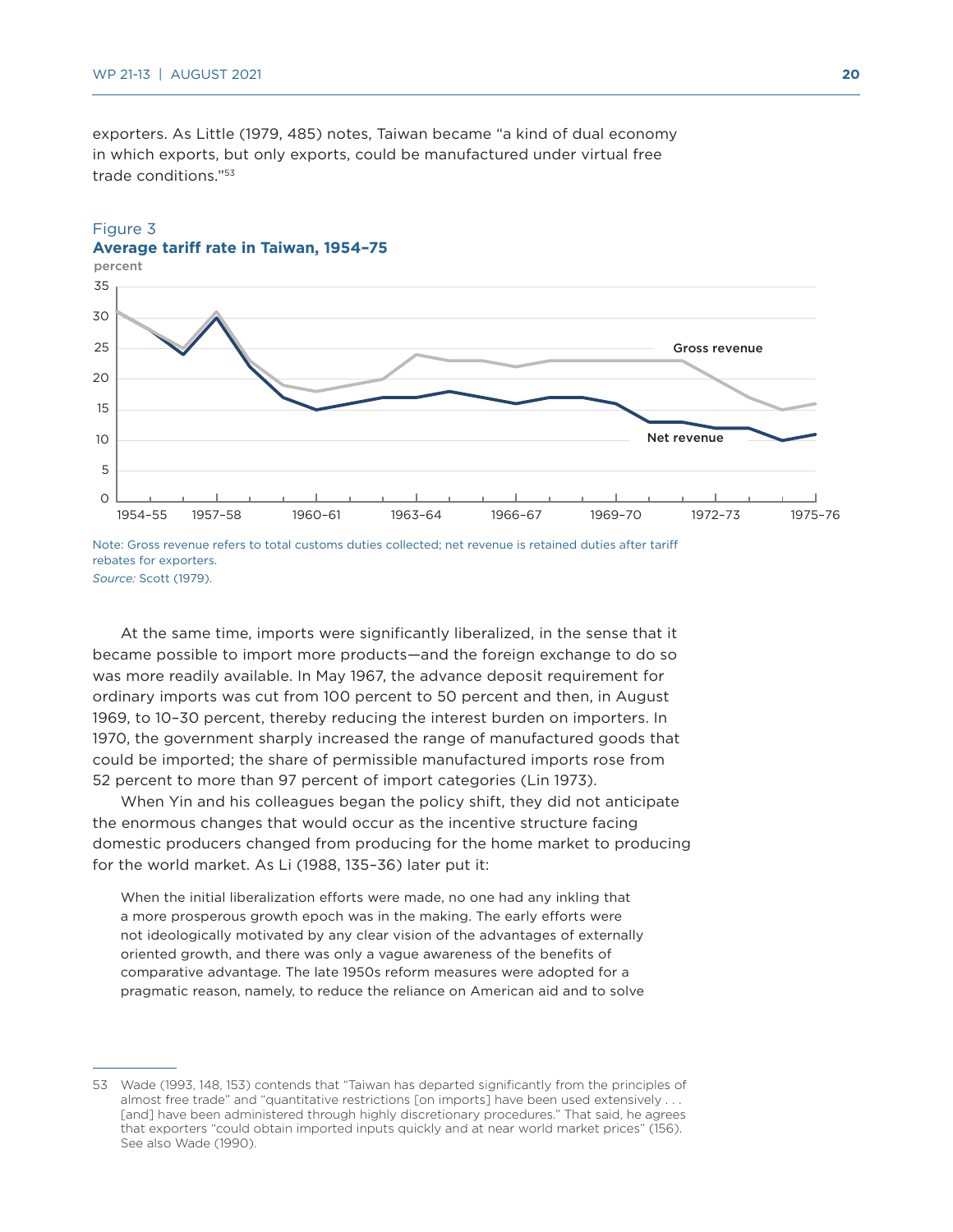exporters. As Little (1979, 485) notes, Taiwan became "a kind of dual economy in which exports, but only exports, could be manufactured under virtual free trade conditions."[53]

Figure 3
**Average tariff rate in Taiwan, 1954–75**

Note: Gross revenue refers to total customs duties collected; net revenue is retained duties after tariff rebates for exporters.
*Source:* Scott (1979).

At the same time, imports were significantly liberalized, in the sense that it became possible to import more products—and the foreign exchange to do so was more readily available. In May 1967, the advance deposit requirement for ordinary imports was cut from 100 percent to 50 percent and then, in August 1969, to 10–30 percent, thereby reducing the interest burden on importers. In 1970, the government sharply increased the range of manufactured goods that could be imported; the share of permissible manufactured imports rose from 52 percent to more than 97 percent of import categories (Lin 1973).

When Yin and his colleagues began the policy shift, they did not anticipate the enormous changes that would occur as the incentive structure facing domestic producers changed from producing for the home market to producing for the world market. As Li (1988, 135–36) later put it:

> When the initial liberalization efforts were made, no one had any inkling that a more prosperous growth epoch was in the making. The early efforts were not ideologically motivated by any clear vision of the advantages of externally oriented growth, and there was only a vague awareness of the benefits of comparative advantage. The late 1950s reform measures were adopted for a pragmatic reason, namely, to reduce the reliance on American aid and to solve

---

53 Wade (1993, 148, 153) contends that "Taiwan has departed significantly from the principles of almost free trade" and "quantitative restrictions [on imports] have been used extensively . . . [and] have been administered through highly discretionary procedures." That said, he agrees that exporters "could obtain imported inputs quickly and at near world market prices" (156). See also Wade (1990).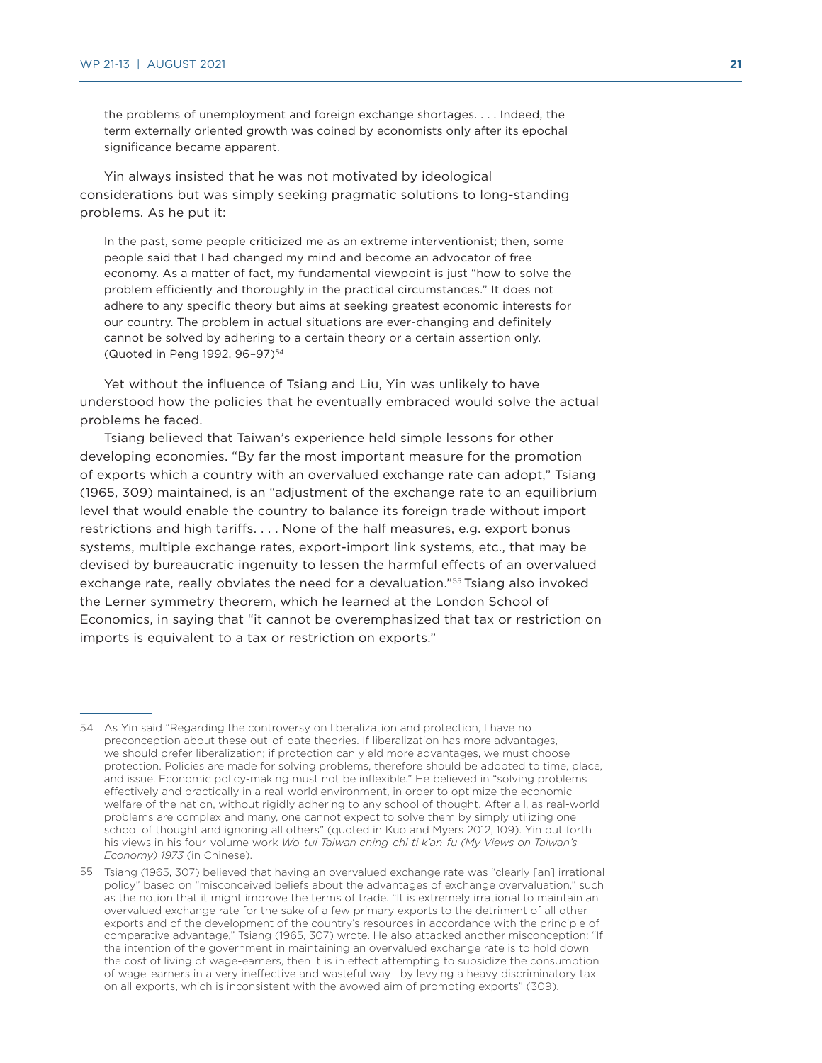> the problems of unemployment and foreign exchange shortages. . . . Indeed, the term externally oriented growth was coined by economists only after its epochal significance became apparent.

Yin always insisted that he was not motivated by ideological considerations but was simply seeking pragmatic solutions to long-standing problems. As he put it:

> In the past, some people criticized me as an extreme interventionist; then, some people said that I had changed my mind and become an advocator of free economy. As a matter of fact, my fundamental viewpoint is just "how to solve the problem efficiently and thoroughly in the practical circumstances." It does not adhere to any specific theory but aims at seeking greatest economic interests for our country. The problem in actual situations are ever-changing and definitely cannot be solved by adhering to a certain theory or a certain assertion only. (Quoted in Peng 1992, 96–97)[54]

Yet without the influence of Tsiang and Liu, Yin was unlikely to have understood how the policies that he eventually embraced would solve the actual problems he faced.

Tsiang believed that Taiwan's experience held simple lessons for other developing economies. "By far the most important measure for the promotion of exports which a country with an overvalued exchange rate can adopt," Tsiang (1965, 309) maintained, is an "adjustment of the exchange rate to an equilibrium level that would enable the country to balance its foreign trade without import restrictions and high tariffs. . . . None of the half measures, e.g. export bonus systems, multiple exchange rates, export-import link systems, etc., that may be devised by bureaucratic ingenuity to lessen the harmful effects of an overvalued exchange rate, really obviates the need for a devaluation."[55] Tsiang also invoked the Lerner symmetry theorem, which he learned at the London School of Economics, in saying that "it cannot be overemphasized that tax or restriction on imports is equivalent to a tax or restriction on exports."

---

54 As Yin said "Regarding the controversy on liberalization and protection, I have no preconception about these out-of-date theories. If liberalization has more advantages, we should prefer liberalization; if protection can yield more advantages, we must choose protection. Policies are made for solving problems, therefore should be adopted to time, place, and issue. Economic policy-making must not be inflexible." He believed in "solving problems effectively and practically in a real-world environment, in order to optimize the economic welfare of the nation, without rigidly adhering to any school of thought. After all, as real-world problems are complex and many, one cannot expect to solve them by simply utilizing one school of thought and ignoring all others" (quoted in Kuo and Myers 2012, 109). Yin put forth his views in his four-volume work *Wo-tui Taiwan ching-chi ti k'an-fu (My Views on Taiwan's Economy) 1973* (in Chinese).

55 Tsiang (1965, 307) believed that having an overvalued exchange rate was "clearly [an] irrational policy" based on "misconceived beliefs about the advantages of exchange overvaluation," such as the notion that it might improve the terms of trade. "It is extremely irrational to maintain an overvalued exchange rate for the sake of a few primary exports to the detriment of all other exports and of the development of the country's resources in accordance with the principle of comparative advantage," Tsiang (1965, 307) wrote. He also attacked another misconception: "If the intention of the government in maintaining an overvalued exchange rate is to hold down the cost of living of wage-earners, then it is in effect attempting to subsidize the consumption of wage-earners in a very ineffective and wasteful way—by levying a heavy discriminatory tax on all exports, which is inconsistent with the avowed aim of promoting exports" (309).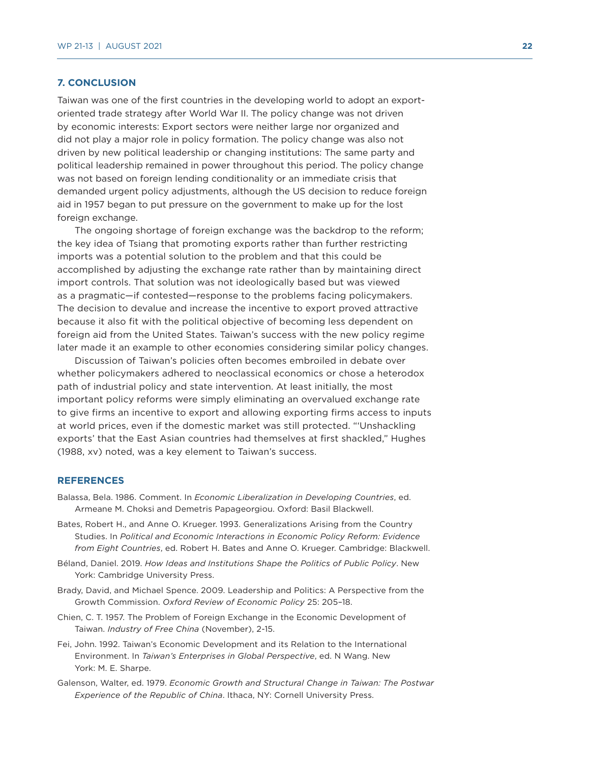## 7. CONCLUSION

Taiwan was one of the first countries in the developing world to adopt an export-oriented trade strategy after World War II. The policy change was not driven by economic interests: Export sectors were neither large nor organized and did not play a major role in policy formation. The policy change was also not driven by new political leadership or changing institutions: The same party and political leadership remained in power throughout this period. The policy change was not based on foreign lending conditionality or an immediate crisis that demanded urgent policy adjustments, although the US decision to reduce foreign aid in 1957 began to put pressure on the government to make up for the lost foreign exchange.

The ongoing shortage of foreign exchange was the backdrop to the reform; the key idea of Tsiang that promoting exports rather than further restricting imports was a potential solution to the problem and that this could be accomplished by adjusting the exchange rate rather than by maintaining direct import controls. That solution was not ideologically based but was viewed as a pragmatic—if contested—response to the problems facing policymakers. The decision to devalue and increase the incentive to export proved attractive because it also fit with the political objective of becoming less dependent on foreign aid from the United States. Taiwan's success with the new policy regime later made it an example to other economies considering similar policy changes.

Discussion of Taiwan's policies often becomes embroiled in debate over whether policymakers adhered to neoclassical economics or chose a heterodox path of industrial policy and state intervention. At least initially, the most important policy reforms were simply eliminating an overvalued exchange rate to give firms an incentive to export and allowing exporting firms access to inputs at world prices, even if the domestic market was still protected. "'Unshackling exports' that the East Asian countries had themselves at first shackled," Hughes (1988, xv) noted, was a key element to Taiwan's success.

## REFERENCES

Balassa, Bela. 1986. Comment. In *Economic Liberalization in Developing Countries*, ed. Armeane M. Choksi and Demetris Papageorgiou. Oxford: Basil Blackwell.

Bates, Robert H., and Anne O. Krueger. 1993. Generalizations Arising from the Country Studies. In *Political and Economic Interactions in Economic Policy Reform: Evidence from Eight Countries*, ed. Robert H. Bates and Anne O. Krueger. Cambridge: Blackwell.

Béland, Daniel. 2019. *How Ideas and Institutions Shape the Politics of Public Policy*. New York: Cambridge University Press.

Brady, David, and Michael Spence. 2009. Leadership and Politics: A Perspective from the Growth Commission. *Oxford Review of Economic Policy* 25: 205–18.

Chien, C. T. 1957. The Problem of Foreign Exchange in the Economic Development of Taiwan. *Industry of Free China* (November), 2-15.

Fei, John. 1992. Taiwan's Economic Development and its Relation to the International Environment. In *Taiwan's Enterprises in Global Perspective*, ed. N Wang. New York: M. E. Sharpe.

Galenson, Walter, ed. 1979. *Economic Growth and Structural Change in Taiwan: The Postwar Experience of the Republic of China*. Ithaca, NY: Cornell University Press.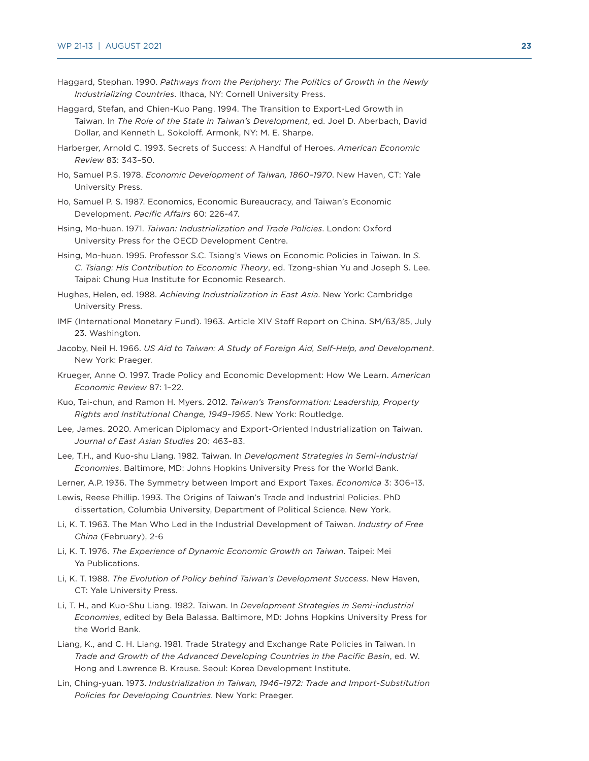Haggard, Stephan. 1990. *Pathways from the Periphery: The Politics of Growth in the Newly Industrializing Countries*. Ithaca, NY: Cornell University Press.

Haggard, Stefan, and Chien-Kuo Pang. 1994. The Transition to Export-Led Growth in Taiwan. In *The Role of the State in Taiwan's Development*, ed. Joel D. Aberbach, David Dollar, and Kenneth L. Sokoloff. Armonk, NY: M. E. Sharpe.

Harberger, Arnold C. 1993. Secrets of Success: A Handful of Heroes. *American Economic Review* 83: 343–50.

Ho, Samuel P.S. 1978. *Economic Development of Taiwan, 1860–1970*. New Haven, CT: Yale University Press.

Ho, Samuel P. S. 1987. Economics, Economic Bureaucracy, and Taiwan's Economic Development. *Pacific Affairs* 60: 226-47.

Hsing, Mo-huan. 1971. *Taiwan: Industrialization and Trade Policies*. London: Oxford University Press for the OECD Development Centre.

Hsing, Mo-huan. 1995. Professor S.C. Tsiang's Views on Economic Policies in Taiwan. In *S. C. Tsiang: His Contribution to Economic Theory*, ed. Tzong-shian Yu and Joseph S. Lee. Taipai: Chung Hua Institute for Economic Research.

Hughes, Helen, ed. 1988. *Achieving Industrialization in East Asia*. New York: Cambridge University Press.

IMF (International Monetary Fund). 1963. Article XIV Staff Report on China. SM/63/85, July 23. Washington.

Jacoby, Neil H. 1966. *US Aid to Taiwan: A Study of Foreign Aid, Self-Help, and Development*. New York: Praeger.

Krueger, Anne O. 1997. Trade Policy and Economic Development: How We Learn. *American Economic Review* 87: 1–22.

Kuo, Tai-chun, and Ramon H. Myers. 2012. *Taiwan's Transformation: Leadership, Property Rights and Institutional Change, 1949–1965*. New York: Routledge.

Lee, James. 2020. American Diplomacy and Export-Oriented Industrialization on Taiwan. *Journal of East Asian Studies* 20: 463–83.

Lee, T.H., and Kuo-shu Liang. 1982. Taiwan. In *Development Strategies in Semi-Industrial Economies*. Baltimore, MD: Johns Hopkins University Press for the World Bank.

Lerner, A.P. 1936. The Symmetry between Import and Export Taxes. *Economica* 3: 306–13.

Lewis, Reese Phillip. 1993. The Origins of Taiwan's Trade and Industrial Policies. PhD dissertation, Columbia University, Department of Political Science. New York.

Li, K. T. 1963. The Man Who Led in the Industrial Development of Taiwan. *Industry of Free China* (February), 2-6

Li, K. T. 1976. *The Experience of Dynamic Economic Growth on Taiwan*. Taipei: Mei Ya Publications.

Li, K. T. 1988. *The Evolution of Policy behind Taiwan's Development Success*. New Haven, CT: Yale University Press.

Li, T. H., and Kuo-Shu Liang. 1982. Taiwan. In *Development Strategies in Semi-industrial Economies*, edited by Bela Balassa. Baltimore, MD: Johns Hopkins University Press for the World Bank.

Liang, K., and C. H. Liang. 1981. Trade Strategy and Exchange Rate Policies in Taiwan. In *Trade and Growth of the Advanced Developing Countries in the Pacific Basin*, ed. W. Hong and Lawrence B. Krause. Seoul: Korea Development Institute.

Lin, Ching-yuan. 1973. *Industrialization in Taiwan, 1946–1972: Trade and Import-Substitution Policies for Developing Countries*. New York: Praeger.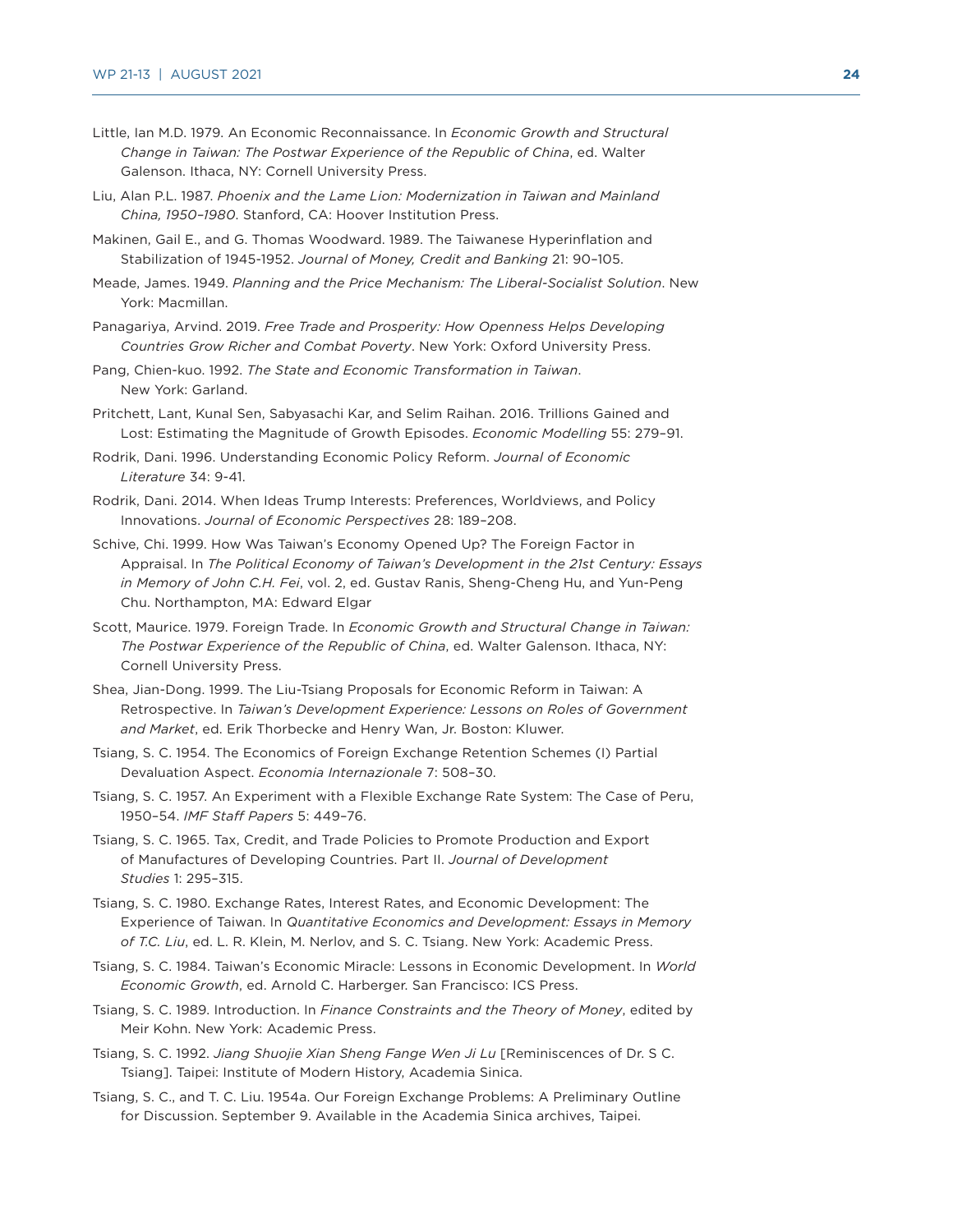Little, Ian M.D. 1979. An Economic Reconnaissance. In *Economic Growth and Structural Change in Taiwan: The Postwar Experience of the Republic of China*, ed. Walter Galenson. Ithaca, NY: Cornell University Press.

Liu, Alan P.L. 1987. *Phoenix and the Lame Lion: Modernization in Taiwan and Mainland China, 1950–1980*. Stanford, CA: Hoover Institution Press.

Makinen, Gail E., and G. Thomas Woodward. 1989. The Taiwanese Hyperinflation and Stabilization of 1945-1952. *Journal of Money, Credit and Banking* 21: 90–105.

Meade, James. 1949. *Planning and the Price Mechanism: The Liberal-Socialist Solution*. New York: Macmillan.

Panagariya, Arvind. 2019. *Free Trade and Prosperity: How Openness Helps Developing Countries Grow Richer and Combat Poverty*. New York: Oxford University Press.

Pang, Chien-kuo. 1992. *The State and Economic Transformation in Taiwan*. New York: Garland.

Pritchett, Lant, Kunal Sen, Sabyasachi Kar, and Selim Raihan. 2016. Trillions Gained and Lost: Estimating the Magnitude of Growth Episodes. *Economic Modelling* 55: 279–91.

Rodrik, Dani. 1996. Understanding Economic Policy Reform. *Journal of Economic Literature* 34: 9-41.

Rodrik, Dani. 2014. When Ideas Trump Interests: Preferences, Worldviews, and Policy Innovations. *Journal of Economic Perspectives* 28: 189–208.

Schive, Chi. 1999. How Was Taiwan's Economy Opened Up? The Foreign Factor in Appraisal. In *The Political Economy of Taiwan's Development in the 21st Century: Essays in Memory of John C.H. Fei*, vol. 2, ed. Gustav Ranis, Sheng-Cheng Hu, and Yun-Peng Chu. Northampton, MA: Edward Elgar

Scott, Maurice. 1979. Foreign Trade. In *Economic Growth and Structural Change in Taiwan: The Postwar Experience of the Republic of China*, ed. Walter Galenson. Ithaca, NY: Cornell University Press.

Shea, Jian-Dong. 1999. The Liu-Tsiang Proposals for Economic Reform in Taiwan: A Retrospective. In *Taiwan's Development Experience: Lessons on Roles of Government and Market*, ed. Erik Thorbecke and Henry Wan, Jr. Boston: Kluwer.

Tsiang, S. C. 1954. The Economics of Foreign Exchange Retention Schemes (I) Partial Devaluation Aspect. *Economia Internazionale* 7: 508–30.

Tsiang, S. C. 1957. An Experiment with a Flexible Exchange Rate System: The Case of Peru, 1950–54. *IMF Staff Papers* 5: 449–76.

Tsiang, S. C. 1965. Tax, Credit, and Trade Policies to Promote Production and Export of Manufactures of Developing Countries. Part II. *Journal of Development Studies* 1: 295–315.

Tsiang, S. C. 1980. Exchange Rates, Interest Rates, and Economic Development: The Experience of Taiwan. In *Quantitative Economics and Development: Essays in Memory of T.C. Liu*, ed. L. R. Klein, M. Nerlov, and S. C. Tsiang. New York: Academic Press.

Tsiang, S. C. 1984. Taiwan's Economic Miracle: Lessons in Economic Development. In *World Economic Growth*, ed. Arnold C. Harberger. San Francisco: ICS Press.

Tsiang, S. C. 1989. Introduction. In *Finance Constraints and the Theory of Money*, edited by Meir Kohn. New York: Academic Press.

Tsiang, S. C. 1992. *Jiang Shuojie Xian Sheng Fange Wen Ji Lu* [Reminiscences of Dr. S C. Tsiang]. Taipei: Institute of Modern History, Academia Sinica.

Tsiang, S. C., and T. C. Liu. 1954a. Our Foreign Exchange Problems: A Preliminary Outline for Discussion. September 9. Available in the Academia Sinica archives, Taipei.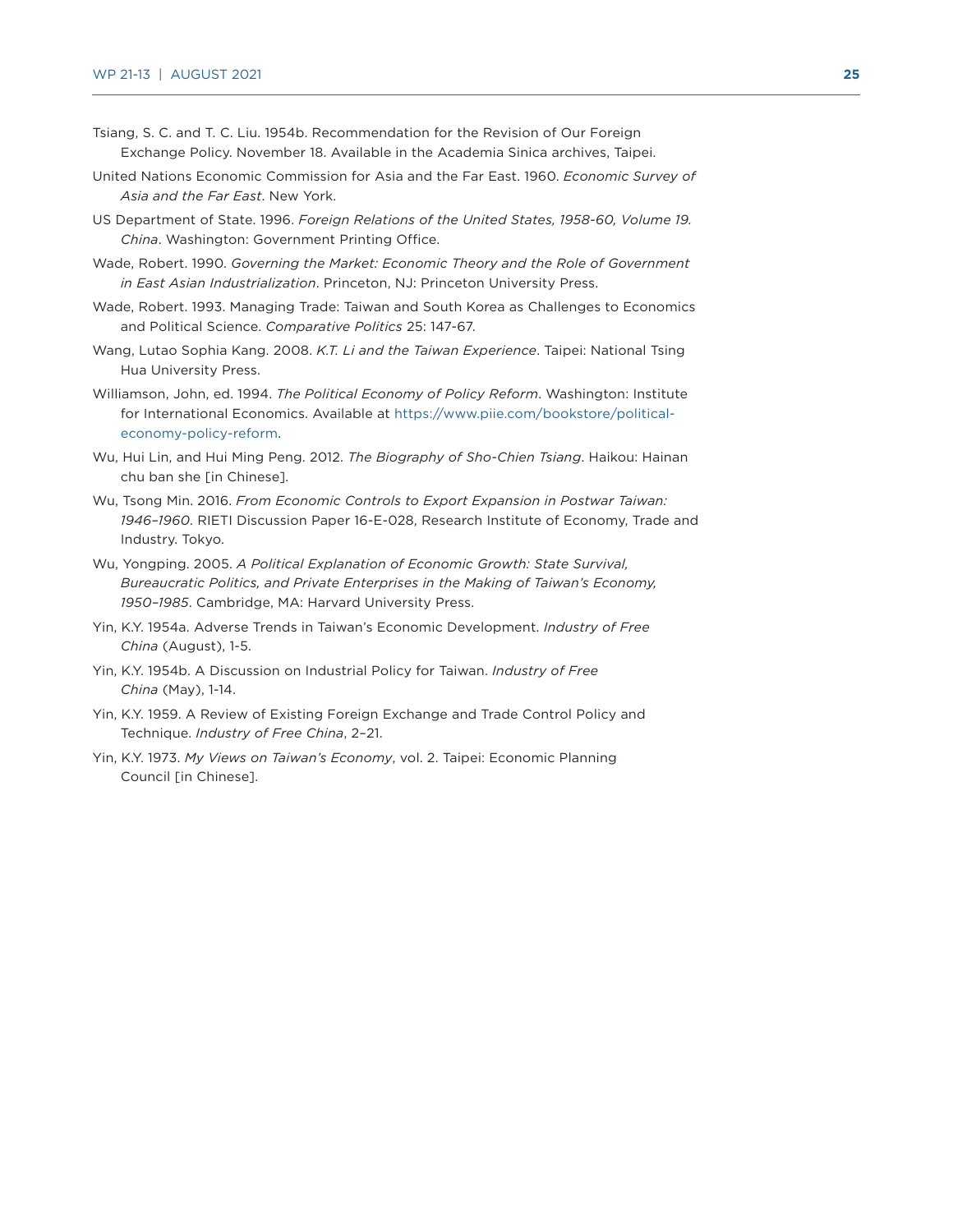Tsiang, S. C. and T. C. Liu. 1954b. Recommendation for the Revision of Our Foreign Exchange Policy. November 18. Available in the Academia Sinica archives, Taipei.

United Nations Economic Commission for Asia and the Far East. 1960. *Economic Survey of Asia and the Far East*. New York.

US Department of State. 1996. *Foreign Relations of the United States, 1958-60, Volume 19. China*. Washington: Government Printing Office.

Wade, Robert. 1990. *Governing the Market: Economic Theory and the Role of Government in East Asian Industrialization*. Princeton, NJ: Princeton University Press.

Wade, Robert. 1993. Managing Trade: Taiwan and South Korea as Challenges to Economics and Political Science. *Comparative Politics* 25: 147-67.

Wang, Lutao Sophia Kang. 2008. *K.T. Li and the Taiwan Experience*. Taipei: National Tsing Hua University Press.

Williamson, John, ed. 1994. *The Political Economy of Policy Reform*. Washington: Institute for International Economics. Available at https://www.piie.com/bookstore/political-economy-policy-reform.

Wu, Hui Lin, and Hui Ming Peng. 2012. *The Biography of Sho-Chien Tsiang*. Haikou: Hainan chu ban she [in Chinese].

Wu, Tsong Min. 2016. *From Economic Controls to Export Expansion in Postwar Taiwan: 1946–1960*. RIETI Discussion Paper 16-E-028, Research Institute of Economy, Trade and Industry. Tokyo.

Wu, Yongping. 2005. *A Political Explanation of Economic Growth: State Survival, Bureaucratic Politics, and Private Enterprises in the Making of Taiwan's Economy, 1950–1985*. Cambridge, MA: Harvard University Press.

Yin, K.Y. 1954a. Adverse Trends in Taiwan's Economic Development. *Industry of Free China* (August), 1-5.

Yin, K.Y. 1954b. A Discussion on Industrial Policy for Taiwan. *Industry of Free China* (May), 1-14.

Yin, K.Y. 1959. A Review of Existing Foreign Exchange and Trade Control Policy and Technique. *Industry of Free China*, 2–21.

Yin, K.Y. 1973. *My Views on Taiwan's Economy*, vol. 2. Taipei: Economic Planning Council [in Chinese].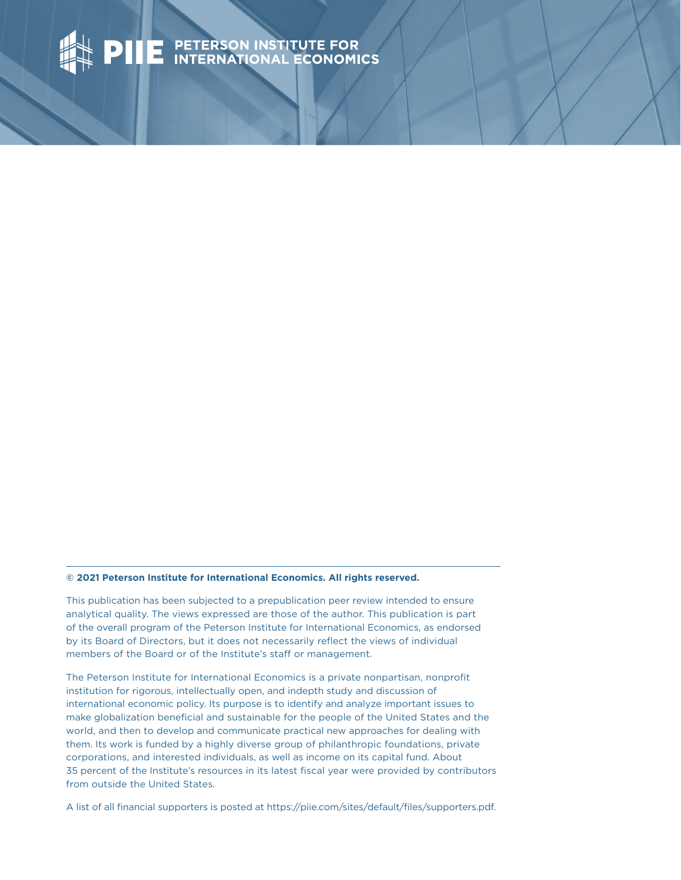PIIE PETERSON INSTITUTE FOR INTERNATIONAL ECONOMICS

**© 2021 Peterson Institute for International Economics. All rights reserved.**

This publication has been subjected to a prepublication peer review intended to ensure analytical quality. The views expressed are those of the author. This publication is part of the overall program of the Peterson Institute for International Economics, as endorsed by its Board of Directors, but it does not necessarily reflect the views of individual members of the Board or of the Institute's staff or management.

The Peterson Institute for International Economics is a private nonpartisan, nonprofit institution for rigorous, intellectually open, and indepth study and discussion of international economic policy. Its purpose is to identify and analyze important issues to make globalization beneficial and sustainable for the people of the United States and the world, and then to develop and communicate practical new approaches for dealing with them. Its work is funded by a highly diverse group of philanthropic foundations, private corporations, and interested individuals, as well as income on its capital fund. About 35 percent of the Institute's resources in its latest fiscal year were provided by contributors from outside the United States.

A list of all financial supporters is posted at https://piie.com/sites/default/files/supporters.pdf.